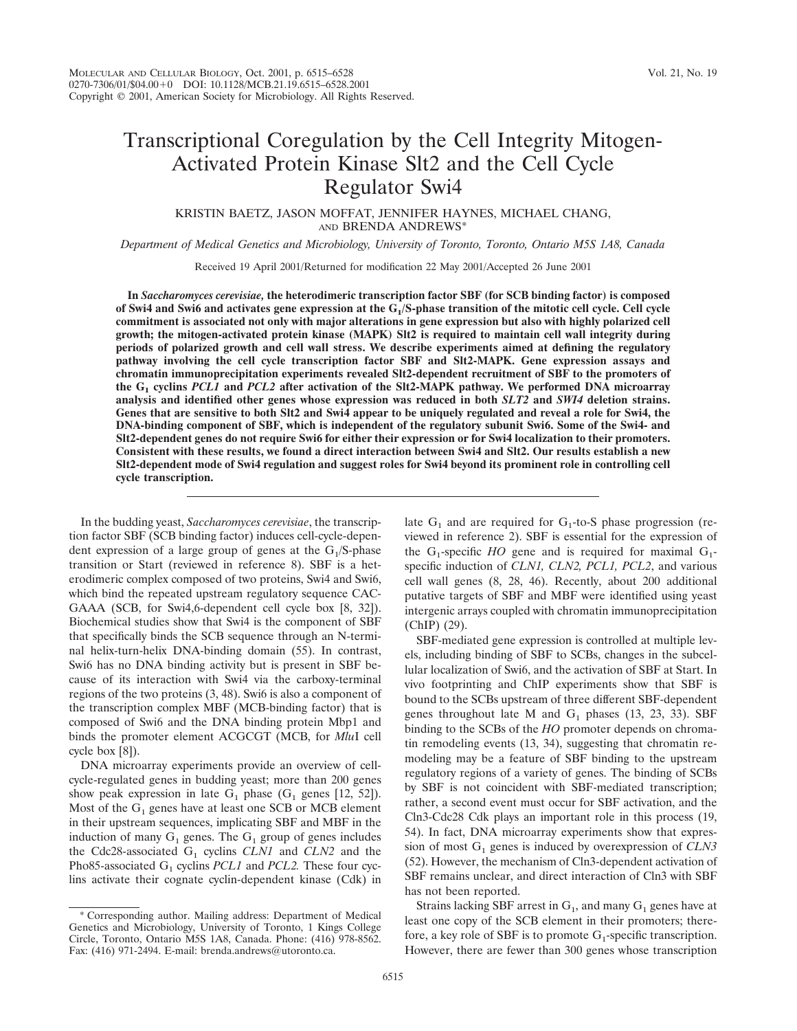# Transcriptional Coregulation by the Cell Integrity Mitogen-Activated Protein Kinase Slt2 and the Cell Cycle Regulator Swi4

KRISTIN BAETZ, JASON MOFFAT, JENNIFER HAYNES, MICHAEL CHANG, AND BRENDA ANDREWS*

*Department of Medical Genetics and Microbiology, University of Toronto, Toronto, Ontario M5S 1A8, Canada*

Received 19 April 2001/Returned for modification 22 May 2001/Accepted 26 June 2001

**In *Saccharomyces cerevisiae*, the heterodimeric transcription factor SBF (for SCB binding factor) is composed of Swi4 and Swi6 and activates gene expression at the $G_1$/S-phase transition of the mitotic cell cycle. Cell cycle commitment is associated not only with major alterations in gene expression but also with highly polarized cell growth; the mitogen-activated protein kinase (MAPK) Slt2 is required to maintain cell wall integrity during periods of polarized growth and cell wall stress. We describe experiments aimed at defining the regulatory pathway involving the cell cycle transcription factor SBF and Slt2-MAPK. Gene expression assays and chromatin immunoprecipitation experiments revealed Slt2-dependent recruitment of SBF to the promoters of the $G_1$ cyclins *PCL1* and *PCL2* after activation of the Slt2-MAPK pathway. We performed DNA microarray analysis and identified other genes whose expression was reduced in both *SLT2* and *SWI4* deletion strains. Genes that are sensitive to both Slt2 and Swi4 appear to be uniquely regulated and reveal a role for Swi4, the DNA-binding component of SBF, which is independent of the regulatory subunit Swi6. Some of the Swi4- and Slt2-dependent genes do not require Swi6 for either their expression or for Swi4 localization to their promoters. Consistent with these results, we found a direct interaction between Swi4 and Slt2. Our results establish a new Slt2-dependent mode of Swi4 regulation and suggest roles for Swi4 beyond its prominent role in controlling cell cycle transcription.**

In the budding yeast, *Saccharomyces cerevisiae*, the transcription factor SBF (SCB binding factor) induces cell-cycle-dependent expression of a large group of genes at the $G_1$/S-phase transition or Start (reviewed in reference 8). SBF is a heterodimeric complex composed of two proteins, Swi4 and Swi6, which bind the repeated upstream regulatory sequence CACGAAA (SCB, for Swi4,6-dependent cell cycle box [8, 32]). Biochemical studies show that Swi4 is the component of SBF that specifically binds the SCB sequence through an N-terminal helix-turn-helix DNA-binding domain (55). In contrast, Swi6 has no DNA binding activity but is present in SBF because of its interaction with Swi4 via the carboxy-terminal regions of the two proteins (3, 48). Swi6 is also a component of the transcription complex MBF (MCB-binding factor) that is composed of Swi6 and the DNA binding protein Mbp1 and binds the promoter element ACGCGT (MCB, for *Mlu*I cell cycle box [8]).

DNA microarray experiments provide an overview of cell-cycle-regulated genes in budding yeast; more than 200 genes show peak expression in late $G_1$ phase ($G_1$ genes [12, 52]). Most of the $G_1$ genes have at least one SCB or MCB element in their upstream sequences, implicating SBF and MBF in the induction of many $G_1$ genes. The $G_1$ group of genes includes the Cdc28-associated $G_1$ cyclins *CLN1* and *CLN2* and the Pho85-associated $G_1$ cyclins *PCL1* and *PCL2.* These four cyclins activate their cognate cyclin-dependent kinase (Cdk) in late $G_1$ and are required for $G_1$-to-S phase progression (reviewed in reference 2). SBF is essential for the expression of the $G_1$-specific *HO* gene and is required for maximal $G_1$-specific induction of *CLN1, CLN2, PCL1, PCL2*, and various cell wall genes (8, 28, 46). Recently, about 200 additional putative targets of SBF and MBF were identified using yeast intergenic arrays coupled with chromatin immunoprecipitation (ChIP) (29).

SBF-mediated gene expression is controlled at multiple levels, including binding of SBF to SCBs, changes in the subcellular localization of Swi6, and the activation of SBF at Start. In vivo footprinting and ChIP experiments show that SBF is bound to the SCBs upstream of three different SBF-dependent genes throughout late M and $G_1$ phases (13, 23, 33). SBF binding to the SCBs of the *HO* promoter depends on chromatin remodeling events (13, 34), suggesting that chromatin remodeling may be a feature of SBF binding to the upstream regulatory regions of a variety of genes. The binding of SCBs by SBF is not coincident with SBF-mediated transcription; rather, a second event must occur for SBF activation, and the Cln3-Cdc28 Cdk plays an important role in this process (19, 54). In fact, DNA microarray experiments show that expression of most $G_1$ genes is induced by overexpression of *CLN3* (52). However, the mechanism of Cln3-dependent activation of SBF remains unclear, and direct interaction of Cln3 with SBF has not been reported.

Strains lacking SBF arrest in $G_1$, and many $G_1$ genes have at least one copy of the SCB element in their promoters; therefore, a key role of SBF is to promote $G_1$-specific transcription. However, there are fewer than 300 genes whose transcription

* Corresponding author. Mailing address: Department of Medical Genetics and Microbiology, University of Toronto, 1 Kings College Circle, Toronto, Ontario M5S 1A8, Canada. Phone: (416) 978-8562. Fax: (416) 971-2494. E-mail: brenda.andrews@utoronto.ca.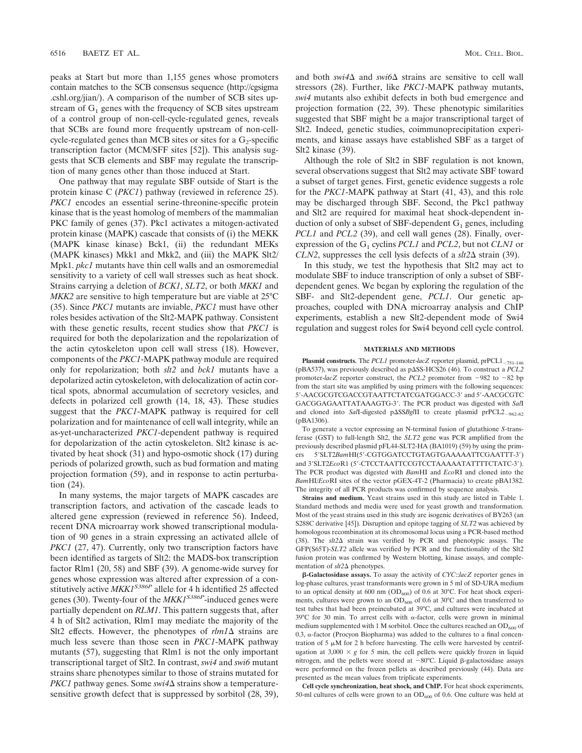peaks at Start but more than 1,155 genes whose promoters contain matches to the SCB consensus sequence (http://cgsigma.cshl.org/jian/). A comparison of the number of SCB sites upstream of $G_1$ genes with the frequency of SCB sites upstream of a control group of non-cell-cycle-regulated genes, reveals that SCBs are found more frequently upstream of non-cell-cycle-regulated genes than MCB sites or sites for a $G_2$-specific transcription factor (MCM/SFF sites [52]). This analysis suggests that SCB elements and SBF may regulate the transcription of many genes other than those induced at Start.

One pathway that may regulate SBF outside of Start is the protein kinase C (*PKC1*) pathway (reviewed in reference 25). *PKC1* encodes an essential serine-threonine-specific protein kinase that is the yeast homolog of members of the mammalian PKC family of genes (37). Pkc1 activates a mitogen-activated protein kinase (MAPK) cascade that consists of (i) the MEKK (MAPK kinase kinase) Bck1, (ii) the redundant MEKs (MAPK kinases) Mkk1 and Mkk2, and (iii) the MAPK Slt2/Mpk1. *pkc1* mutants have thin cell walls and an osmoremedial sensitivity to a variety of cell wall stresses such as heat shock. Strains carrying a deletion of *BCK1*, *SLT2*, or both *MKK1* and *MKK2* are sensitive to high temperature but are viable at 25°C (35). Since *PKC1* mutants are inviable, *PKC1* must have other roles besides activation of the Slt2-MAPK pathway. Consistent with these genetic results, recent studies show that *PKC1* is required for both the depolarization and the repolarization of the actin cytoskeleton upon cell wall stress (18). However, components of the *PKC1*-MAPK pathway module are required only for repolarization; both *slt2* and *bck1* mutants have a depolarized actin cytoskeleton, with delocalization of actin cortical spots, abnormal accumulation of secretory vesicles, and defects in polarized cell growth (14, 18, 43). These studies suggest that the *PKC1*-MAPK pathway is required for cell polarization and for maintenance of cell wall integrity, while an as-yet-uncharacterized *PKC1*-dependent pathway is required for depolarization of the actin cytoskeleton. Slt2 kinase is activated by heat shock (31) and hypo-osmotic shock (17) during periods of polarized growth, such as bud formation and mating projection formation (59), and in response to actin perturbation (24).

In many systems, the major targets of MAPK cascades are transcription factors, and activation of the cascade leads to altered gene expression (reviewed in reference 56). Indeed, recent DNA microarray work showed transcriptional modulation of 90 genes in a strain expressing an activated allele of *PKC1* (27, 47). Currently, only two transcription factors have been identified as targets of Slt2: the MADS-box transcription factor Rlm1 (20, 58) and SBF (39). A genome-wide survey for genes whose expression was altered after expression of a constitutively active *MKK1*$^{S386P}$ allele for 4 h identified 25 affected genes (30). Twenty-four of the *MKK1*$^{S386P}$-induced genes were partially dependent on *RLM1*. This pattern suggests that, after 4 h of Slt2 activation, Rlm1 may mediate the majority of the Slt2 effects. However, the phenotypes of *rlm1*Δ strains are much less severe than those seen in *PKC1*-MAPK pathway mutants (57), suggesting that Rlm1 is not the only important transcriptional target of Slt2. In contrast, *swi4* and *swi6* mutant strains share phenotypes similar to those of strains mutated for *PKC1* pathway genes. Some *swi4*Δ strains show a temperature-sensitive growth defect that is suppressed by sorbitol (28, 39), and both *swi4*Δ and *swi6*Δ strains are sensitive to cell wall stressors (28). Further, like *PKC1*-MAPK pathway mutants, *swi4* mutants also exhibit defects in both bud emergence and projection formation (22, 39). These phenotypic similarities suggested that SBF might be a major transcriptional target of Slt2. Indeed, genetic studies, coimmunoprecipitation experiments, and kinase assays have established SBF as a target of Slt2 kinase (39).

Although the role of Slt2 in SBF regulation is not known, several observations suggest that Slt2 may activate SBF toward a subset of target genes. First, genetic evidence suggests a role for the *PKC1*-MAPK pathway at Start (41, 43), and this role may be discharged through SBF. Second, the Pkc1 pathway and Slt2 are required for maximal heat shock-dependent induction of only a subset of SBF-dependent $G_1$ genes, including *PCL1* and *PCL2* (39), and cell wall genes (28). Finally, overexpression of the $G_1$ cyclins *PCL1* and *PCL2*, but not *CLN1* or *CLN2*, suppresses the cell lysis defects of a *slt2*Δ strain (39).

In this study, we test the hypothesis that Slt2 may act to modulate SBF to induce transcription of only a subset of SBF-dependent genes. We began by exploring the regulation of the SBF- and Slt2-dependent gene, *PCL1*. Our genetic approaches, coupled with DNA microarray analysis and ChIP experiments, establish a new Slt2-dependent mode of Swi4 regulation and suggest roles for Swi4 beyond cell cycle control.

## MATERIALS AND METHODS

**Plasmid constructs.** The *PCL1* promoter-*lacZ* reporter plasmid, prPCL1$_{-751\text{-}146}$ (pBA537), was previously described as pΔSS-HCS26 (46). To construct a *PCL2* promoter-*lacZ* reporter construct, the *PCL2* promoter from −982 to −82 bp from the start site was amplified by using primers with the following sequences: 5′-AACGCGTCGACCGTAATTCTATCGATGGACC-3′ and 5′-AACGCGTCGACGGAGAATTATAAAGTG-3′. The PCR product was digested with *Sal*I and cloned into *Sal*I-digested pΔSS*Bgl*II to create plasmid prPCL2$_{-982\text{-}82}$ (pBA1306).

To generate a vector expressing an N-terminal fusion of glutathione *S*-transferase (GST) to full-length Slt2, the *SLT2* gene was PCR amplified from the previously described plasmid pFL44-SLT2-HA (BA1019) (59) by using the primers 5′SLT2*Bam*HI(5′-CGTGGATCCTGTAGTGAAAAATTCGAATTT-3′) and 3′SLT2*Eco*R1 (5′-CTCCTAATTCCGTCCTAAAAATATTTTCTATC-3′). The PCR product was digested with *Bam*HI and *Eco*RI and cloned into the *Bam*HI/*Eco*RI sites of the vector pGEX-4T-2 (Pharmacia) to create pBA1382. The integrity of all PCR products was confirmed by sequence analysis.

**Strains and medium.** Yeast strains used in this study are listed in Table 1. Standard methods and media were used for yeast growth and transformation. Most of the yeast strains used in this study are isogenic derivatives of BY263 (an S288C derivative [45]). Disruption and epitope tagging of *SLT2* was achieved by homologous recombination at its chromosomal locus using a PCR-based method (38). The *slt2*Δ strain was verified by PCR and phenotypic assays. The GFP(S65T)-*SLT2* allele was verified by PCR and the functionality of the Slt2 fusion protein was confirmed by Western blotting, kinase assays, and complementation of *slt2*Δ phenotypes.

**β-Galactosidase assays.** To assay the activity of *CYC*::*lacZ* reporter genes in log-phase cultures, yeast transformants were grown in 5 ml of SD-URA medium to an optical density at 600 nm ($OD_{600}$) of 0.6 at 30°C. For heat shock experiments, cultures were grown to an $OD_{600}$ of 0.6 at 30°C and then transferred to test tubes that had been preincubated at 39°C, and cultures were incubated at 39°C for 30 min. To arrest cells with α-factor, cells were grown in minimal medium supplemented with 1 M sorbitol. Once the cultures reached an $OD_{600}$ of 0.3, α-factor (Procyon Biopharma) was added to the cultures to a final concentration of 5 μM for 2 h before harvesting. The cells were harvested by centrifugation at 3,000 × *g* for 5 min, the cell pellets were quickly frozen in liquid nitrogen, and the pellets were stored at −80°C. Liquid β-galactosidase assays were performed on the frozen pellets as described previously (44). Data are presented as the mean values from triplicate experiments.

**Cell cycle synchronization, heat shock, and ChIP.** For heat shock experiments, 50-ml cultures of cells were grown to an $OD_{600}$ of 0.6. One culture was held at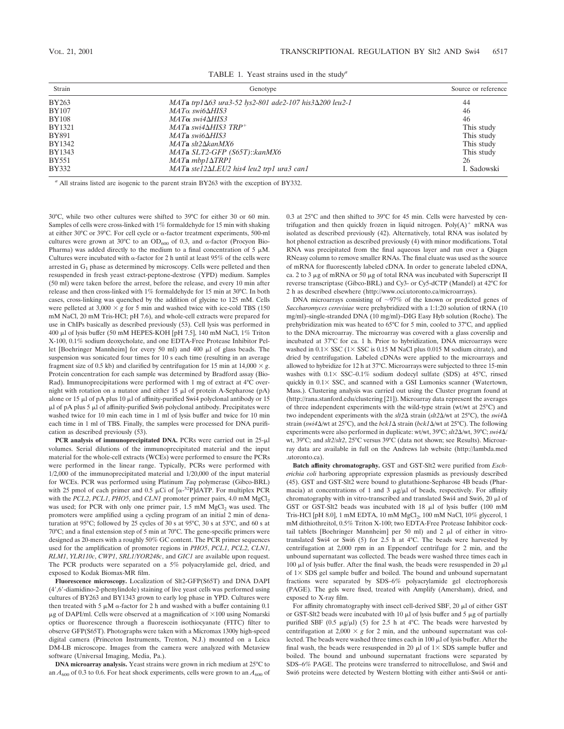TABLE 1. Yeast strains used in the study[a]

| Strain | Genotype | Source or reference |
| --- | --- | --- |
| BY263 | *MAT***a** *trp1Δ63 ura3-52 lys2-801 ade2-107 his3Δ200 leu2-1* | 44 |
| BY107 | *MAT*α *swi6ΔHIS3* | 46 |
| BY108 | *MAT*α *swi4ΔHIS3* | 46 |
| BY1321 | *MAT***a** *swi4ΔHIS3 TRP*+ | This study |
| BY891 | *MAT***a** *swi6ΔHIS3* | This study |
| BY1342 | *MAT***a** *slt2ΔkanMX6* | This study |
| BY1343 | *MAT***a** *SLT2-GFP (S65T)::kanMX6* | This study |
| BY551 | *MAT***a** *mbp1ΔTRP1* | 26 |
| BY332 | *MAT***a** *ste12ΔLEU2 his4 leu2 trp1 ura3 can1* | I. Sadowski |

[a] All strains listed are isogenic to the parent strain BY263 with the exception of BY332.

30°C, while two other cultures were shifted to 39°C for either 30 or 60 min. Samples of cells were cross-linked with 1% formaldehyde for 15 min with shaking at either 30°C or 39°C. For cell cycle or α-factor treatment experiments, 500-ml cultures were grown at 30°C to an $OD_{600}$ of 0.3, and α-factor (Procyon Bio-Pharma) was added directly to the medium to a final concentration of 5 μM. Cultures were incubated with α-factor for 2 h until at least 95% of the cells were arrested in $G_1$ phase as determined by microscopy. Cells were pelleted and then resuspended in fresh yeast extract-peptone-dextrose (YPD) medium. Samples (50 ml) were taken before the arrest, before the release, and every 10 min after release and then cross-linked with 1% formaldehyde for 15 min at 30°C. In both cases, cross-linking was quenched by the addition of glycine to 125 mM. Cells were pelleted at 3,000 × *g* for 5 min and washed twice with ice-cold TBS (150 mM NaCl, 20 mM Tris-HCl; pH 7.6), and whole-cell extracts were prepared for use in ChIPs basically as described previously (53). Cell lysis was performed in 400 μl of lysis buffer (50 mM HEPES-KOH [pH 7.5], 140 mM NaCl, 1% Triton X-100, 0.1% sodium deoxycholate, and one EDTA-Free Protease Inhibitor Pellet [Boehringer Mannheim] for every 50 ml) and 400 μl of glass beads. The suspension was sonicated four times for 10 s each time (resulting in an average fragment size of 0.5 kb) and clarified by centrifugation for 15 min at 14,000 × *g*. Protein concentration for each sample was determined by Bradford assay (Bio-Rad). Immunoprecipitations were performed with 1 mg of extract at 4°C overnight with rotation on a nutator and either 15 μl of protein A-Sepharose (pA) alone or 15 μl of pA plus 10 μl of affinity-purified Swi4 polyclonal antibody or 15 μl of pA plus 5 μl of affinity-purified Swi6 polyclonal antibody. Precipitates were washed twice for 10 min each time in 1 ml of lysis buffer and twice for 10 min each time in 1 ml of TBS. Finally, the samples were processed for DNA purification as described previously (53).

**PCR analysis of immunoprecipitated DNA.** PCRs were carried out in 25-μl volumes. Serial dilutions of the immunoprecipitated material and the input material for the whole-cell extracts (WCEs) were performed to ensure the PCRs were performed in the linear range. Typically, PCRs were performed with 1/2,000 of the immunoprecipitated material and 1/20,000 of the input material for WCEs. PCR was performing using Platinum *Taq* polymerase (Gibco-BRL) with 25 pmol of each primer and 0.5 μCi of [α-$^{32}$P]dATP. For multiplex PCR with the *PCL2*, *PCL1*, *PHO5*, and *CLN1* promoter primer pairs, 4.0 mM $MgCl_2$ was used; for PCR with only one primer pair, 1.5 mM $MgCl_2$ was used. The promoters were amplified using a cycling program of an initial 2 min of denaturation at 95°C; followed by 25 cycles of 30 s at 95°C, 30 s at 53°C, and 60 s at 70°C; and a final extension step of 5 min at 70°C. The gene-specific primers were designed as 20-mers with a roughly 50% GC content. The PCR primer sequences used for the amplification of promoter regions in *PHO5*, *PCL1*, *PCL2*, *CLN1*, *RLM1*, *YLR110c*, *CWP1*, *SRL1/YOR248c*, and *GIC1* are available upon request. The PCR products were separated on a 5% polyacrylamide gel, dried, and exposed to Kodak Biomax-MR film.

**Fluorescence microscopy.** Localization of Slt2-GFP(S65T) and DNA DAPI (4′,6′-diamidino-2-phenylindole) staining of live yeast cells was performed using cultures of BY263 and BY1343 grown to early log phase in YPD. Cultures were then treated with 5 μM α-factor for 2 h and washed with a buffer containing 0.1 μg of DAPI/ml. Cells were observed at a magnification of ×100 using Nomarski optics or fluorescence through a fluorescein isothiocyanate (FITC) filter to observe GFP(S65T). Photographs were taken with a Micromax 1300y high-speed digital camera (Princeton Instruments, Trenton, N.J.) mounted on a Leica DM-LB microscope. Images from the camera were analyzed with Metaview software (Universal Imaging, Media, Pa.).

**DNA microarray analysis.** Yeast strains were grown in rich medium at 25°C to an $A_{600}$ of 0.3 to 0.6. For heat shock experiments, cells were grown to an $A_{600}$ of 0.3 at 25°C and then shifted to 39°C for 45 min. Cells were harvested by centrifugation and then quickly frozen in liquid nitrogen. Poly(A)$^+$ mRNA was isolated as described previously (42). Alternatively, total RNA was isolated by hot phenol extraction as described previously (4) with minor modifications. Total RNA was precipitated from the final aqueous layer and run over a Qiagen RNeasy column to remove smaller RNAs. The final eluate was used as the source of mRNA for fluorescently labeled cDNA. In order to generate labeled cDNA, ca. 2 to 3 μg of mRNA or 50 μg of total RNA was incubated with Superscript II reverse transcriptase (Gibco-BRL) and Cy3- or Cy5-dCTP (Mandel) at 42°C for 2 h as described elsewhere (http://www.oci.utoronto.ca/microarrays).

DNA microarrays consisting of ~97% of the known or predicted genes of *Saccharomyces cerevisiae* were prehybridized with a 1:1:20 solution of tRNA (10 mg/ml)–single-stranded DNA (10 mg/ml)–DIG Easy Hyb solution (Roche). The prehybridization mix was heated to 65°C for 5 min, cooled to 37°C, and applied to the DNA microarray. The microarray was covered with a glass coverslip and incubated at 37°C for ca. 1 h. Prior to hybridization, DNA microarrays were washed in 0.1× SSC (1× SSC is 0.15 M NaCl plus 0.015 M sodium citrate), and dried by centrifugation. Labeled cDNAs were applied to the microarrays and allowed to hybridize for 12 h at 37°C. Microarrays were subjected to three 15-min washes with 0.1× SSC–0.1% sodium dodecyl sulfate (SDS) at 45°C, rinsed quickly in 0.1× SSC, and scanned with a GSI Lumonics scanner (Watertown, Mass.). Clustering analysis was carried out using the Cluster program found at (http://rana.stanford.edu/clustering [21]). Microarray data represent the averages of three independent experiments with the wild-type strain (wt/wt at 25°C) and two independent experiments with the *slt2*Δ strain (*slt2*Δ/wt at 25°C), the *swi4*Δ strain (*swi4*Δ/wt at 25°C), and the *bck1*Δ strain (*bck1*Δ/wt at 25°C). The following experiments were also performed in duplicate: wt/wt, 39°C; *slt2*Δ/wt, 39°C; *swi4*Δ/wt, 39°C; and *slt2*/*slt2*, 25°C versus 39°C (data not shown; see Results). Microarray data are available in full on the Andrews lab website (http://lambda.med.utoronto.ca).

**Batch affinity chromatography.** GST and GST-Slt2 were purified from *Escherichia coli* harboring appropriate expression plasmids as previously described (45). GST and GST-Slt2 were bound to glutathione-Sepharose 4B beads (Pharmacia) at concentrations of 1 and 3 μg/μl of beads, respectively. For affinity chromatography with in vitro-transcribed and translated Swi4 and Swi6, 20 μl of GST or GST-Slt2 beads was incubated with 18 μl of lysis buffer (100 mM Tris-HCl [pH 8.0], 1 mM EDTA, 10 mM $MgCl_2$, 100 mM NaCl, 10% glycerol, 1 mM dithiothreitol, 0.5% Triton X-100; two EDTA-Free Protease Inhibitor cocktail tablets [Boehringer Mannheim] per 50 ml) and 2 μl of either in vitro-translated Swi4 or Swi6 (5) for 2.5 h at 4°C. The beads were harvested by centrifugation at 2,000 rpm in an Eppendorf centrifuge for 2 min, and the unbound supernatant was collected. The beads were washed three times each in 100 μl of lysis buffer. After the final wash, the beads were resuspended in 20 μl of 1× SDS gel sample buffer and boiled. The bound and unbound supernatant fractions were separated by SDS–6% polyacrylamide gel electrophoresis (PAGE). The gels were fixed, treated with Amplify (Amersham), dried, and exposed to X-ray film.

For affinity chromatography with insect cell-derived SBF, 20 μl of either GST or GST-Slt2 beads were incubated with 10 μl of lysis buffer and 5 μg of partially purified SBF (0.5 μg/μl) (5) for 2.5 h at 4°C. The beads were harvested by centrifugation at 2,000 × *g* for 2 min, and the unbound supernatant was collected. The beads were washed three times each in 100 μl of lysis buffer. After the final wash, the beads were resuspended in 20 μl of 1× SDS sample buffer and boiled. The bound and unbound supernatant fractions were separated by SDS–6% PAGE. The proteins were transferred to nitrocellulose, and Swi4 and Swi6 proteins were detected by Western blotting with either anti-Swi4 or anti-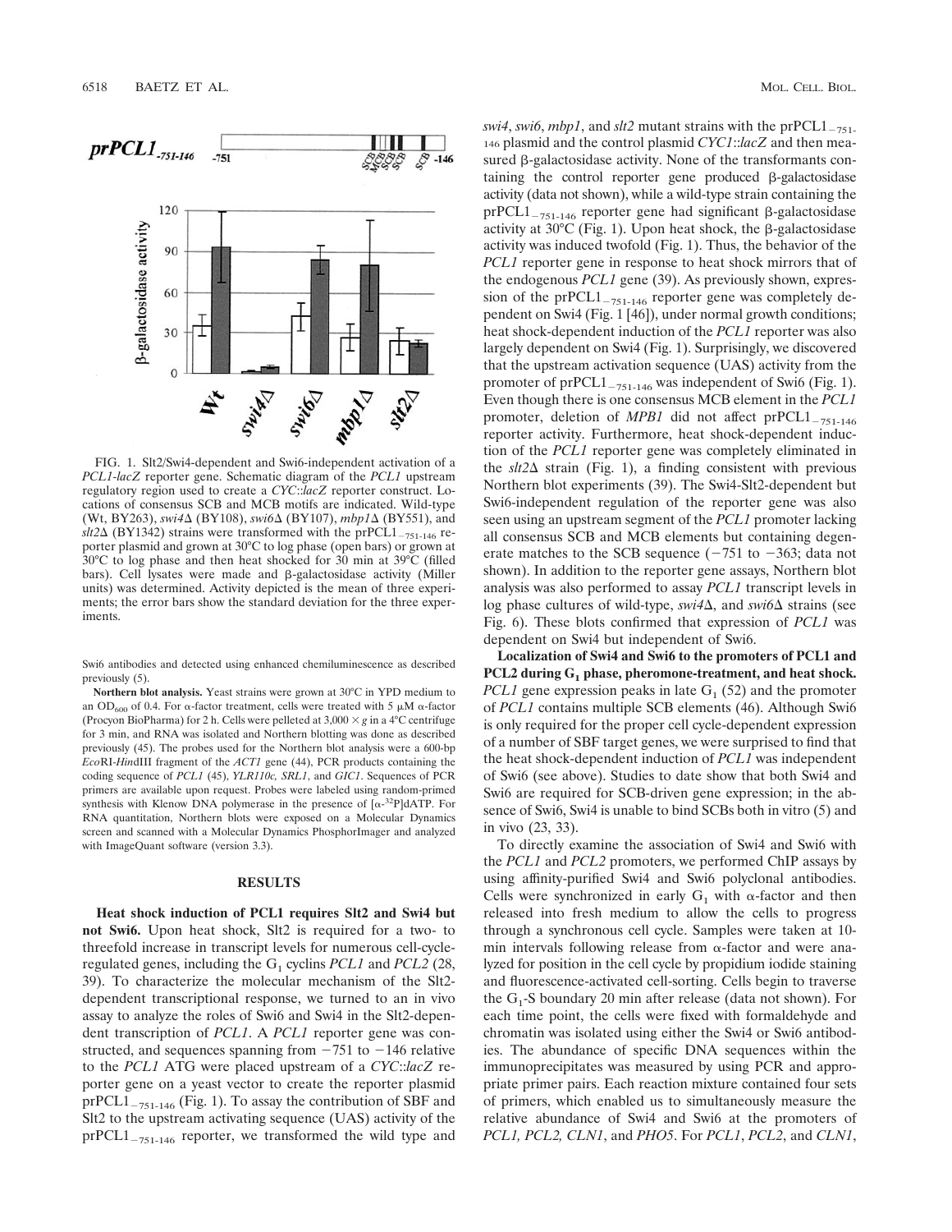FIG. 1. Slt2/Swi4-dependent and Swi6-independent activation of a *PCL1-lacZ* reporter gene. Schematic diagram of the *PCL1* upstream regulatory region used to create a *CYC::lacZ* reporter construct. Locations of consensus SCB and MCB motifs are indicated. Wild-type (Wt, BY263), *swi4*Δ (BY108), *swi6*Δ (BY107), *mbp1*Δ (BY551), and *slt2*Δ (BY1342) strains were transformed with the prPCL1$_{-751\text{-}146}$ reporter plasmid and grown at 30°C to log phase (open bars) or grown at 30°C to log phase and then heat shocked for 30 min at 39°C (filled bars). Cell lysates were made and β-galactosidase activity (Miller units) was determined. Activity depicted is the mean of three experiments; the error bars show the standard deviation for the three experiments.

Swi6 antibodies and detected using enhanced chemiluminescence as described previously (5).

**Northern blot analysis.** Yeast strains were grown at 30°C in YPD medium to an $OD_{600}$ of 0.4. For α-factor treatment, cells were treated with 5 μM α-factor (Procyon BioPharma) for 2 h. Cells were pelleted at 3,000 × *g* in a 4°C centrifuge for 3 min, and RNA was isolated and Northern blotting was done as described previously (45). The probes used for the Northern blot analysis were a 600-bp *Eco*RI-*Hin*dIII fragment of the *ACT1* gene (44), PCR products containing the coding sequence of *PCL1* (45), *YLR110c*, *SRL1*, and *GIC1*. Sequences of PCR primers are available upon request. Probes were labeled using random-primed synthesis with Klenow DNA polymerase in the presence of [α-$^{32}$P]dATP. For RNA quantitation, Northern blots were exposed on a Molecular Dynamics screen and scanned with a Molecular Dynamics PhosphorImager and analyzed with ImageQuant software (version 3.3).

## RESULTS

**Heat shock induction of PCL1 requires Slt2 and Swi4 but not Swi6.** Upon heat shock, Slt2 is required for a two- to threefold increase in transcript levels for numerous cell-cycle-regulated genes, including the $G_1$ cyclins *PCL1* and *PCL2* (28, 39). To characterize the molecular mechanism of the Slt2-dependent transcriptional response, we turned to an in vivo assay to analyze the roles of Swi6 and Swi4 in the Slt2-dependent transcription of *PCL1*. A *PCL1* reporter gene was constructed, and sequences spanning from −751 to −146 relative to the *PCL1* ATG were placed upstream of a *CYC::lacZ* reporter gene on a yeast vector to create the reporter plasmid prPCL1$_{-751\text{-}146}$ (Fig. 1). To assay the contribution of SBF and Slt2 to the upstream activating sequence (UAS) activity of the prPCL1$_{-751\text{-}146}$ reporter, we transformed the wild type and *swi4*, *swi6*, *mbp1*, and *slt2* mutant strains with the prPCL1$_{-751\text{-}146}$ plasmid and the control plasmid *CYC1::lacZ* and then measured β-galactosidase activity. None of the transformants containing the control reporter gene produced β-galactosidase activity (data not shown), while a wild-type strain containing the prPCL1$_{-751\text{-}146}$ reporter gene had significant β-galactosidase activity at 30°C (Fig. 1). Upon heat shock, the β-galactosidase activity was induced twofold (Fig. 1). Thus, the behavior of the *PCL1* reporter gene in response to heat shock mirrors that of the endogenous *PCL1* gene (39). As previously shown, expression of the prPCL1$_{-751\text{-}146}$ reporter gene was completely dependent on Swi4 (Fig. 1 [46]), under normal growth conditions; heat shock-dependent induction of the *PCL1* reporter was also largely dependent on Swi4 (Fig. 1). Surprisingly, we discovered that the upstream activation sequence (UAS) activity from the promoter of prPCL1$_{-751\text{-}146}$ was independent of Swi6 (Fig. 1). Even though there is one consensus MCB element in the *PCL1* promoter, deletion of *MPB1* did not affect prPCL1$_{-751\text{-}146}$ reporter activity. Furthermore, heat shock-dependent induction of the *PCL1* reporter gene was completely eliminated in the *slt2*Δ strain (Fig. 1), a finding consistent with previous Northern blot experiments (39). The Swi4-Slt2-dependent but Swi6-independent regulation of the reporter gene was also seen using an upstream segment of the *PCL1* promoter lacking all consensus SCB and MCB elements but containing degenerate matches to the SCB sequence (−751 to −363; data not shown). In addition to the reporter gene assays, Northern blot analysis was also performed to assay *PCL1* transcript levels in log phase cultures of wild-type, *swi4*Δ, and *swi6*Δ strains (see Fig. 6). These blots confirmed that expression of *PCL1* was dependent on Swi4 but independent of Swi6.

**Localization of Swi4 and Swi6 to the promoters of PCL1 and PCL2 during $G_1$ phase, pheromone-treatment, and heat shock.** *PCL1* gene expression peaks in late $G_1$ (52) and the promoter of *PCL1* contains multiple SCB elements (46). Although Swi6 is only required for the proper cell cycle-dependent expression of a number of SBF target genes, we were surprised to find that the heat shock-dependent induction of *PCL1* was independent of Swi6 (see above). Studies to date show that both Swi4 and Swi6 are required for SCB-driven gene expression; in the absence of Swi6, Swi4 is unable to bind SCBs both in vitro (5) and in vivo (23, 33).

To directly examine the association of Swi4 and Swi6 with the *PCL1* and *PCL2* promoters, we performed ChIP assays by using affinity-purified Swi4 and Swi6 polyclonal antibodies. Cells were synchronized in early $G_1$ with α-factor and then released into fresh medium to allow the cells to progress through a synchronous cell cycle. Samples were taken at 10-min intervals following release from α-factor and were analyzed for position in the cell cycle by propidium iodide staining and fluorescence-activated cell-sorting. Cells begin to traverse the $G_1$-S boundary 20 min after release (data not shown). For each time point, the cells were fixed with formaldehyde and chromatin was isolated using either the Swi4 or Swi6 antibodies. The abundance of specific DNA sequences within the immunoprecipitates was measured by using PCR and appropriate primer pairs. Each reaction mixture contained four sets of primers, which enabled us to simultaneously measure the relative abundance of Swi4 and Swi6 at the promoters of *PCL1*, *PCL2*, *CLN1*, and *PHO5*. For *PCL1*, *PCL2*, and *CLN1*,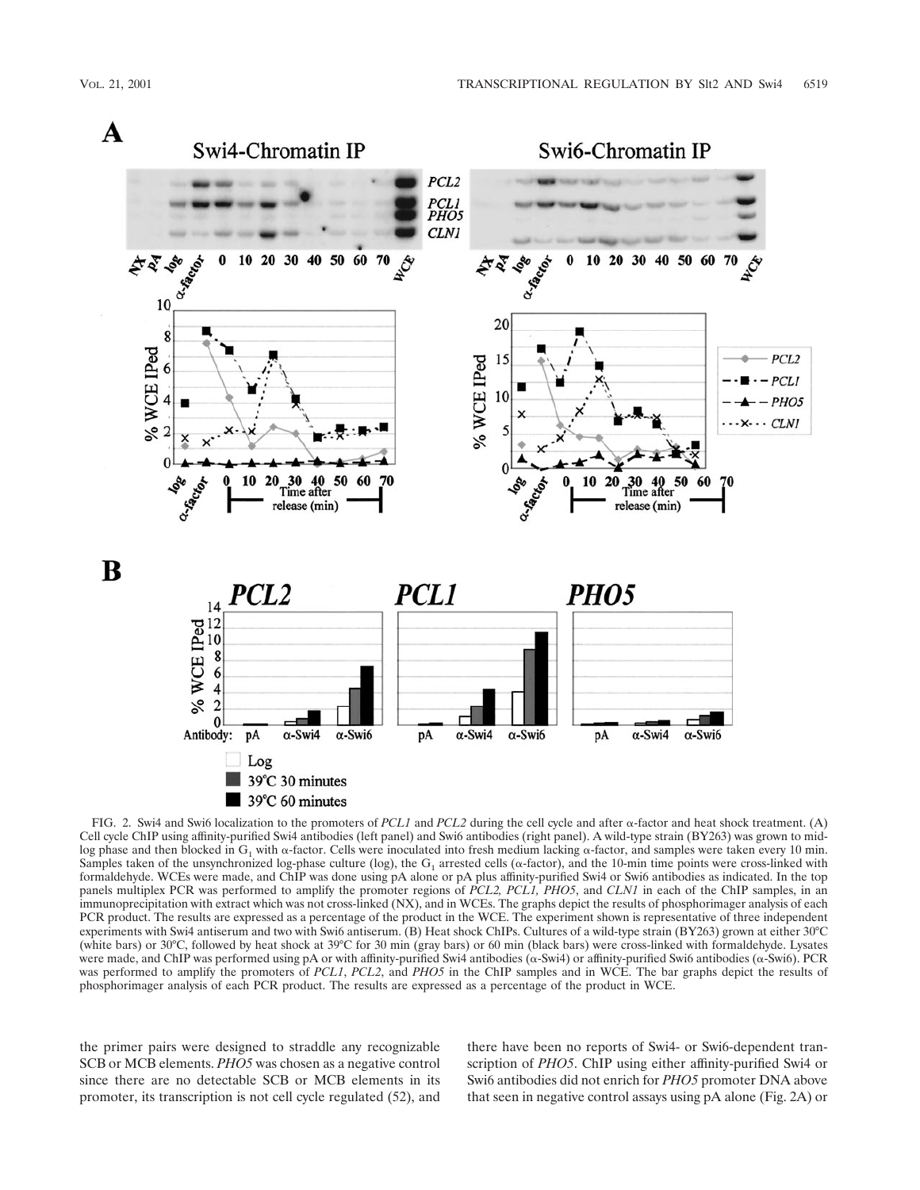FIG. 2. Swi4 and Swi6 localization to the promoters of *PCL1* and *PCL2* during the cell cycle and after α-factor and heat shock treatment. (A) Cell cycle ChIP using affinity-purified Swi4 antibodies (left panel) and Swi6 antibodies (right panel). A wild-type strain (BY263) was grown to mid-log phase and then blocked in $G_1$ with α-factor. Cells were inoculated into fresh medium lacking α-factor, and samples were taken every 10 min. Samples taken of the unsynchronized log-phase culture (log), the $G_1$ arrested cells (α-factor), and the 10-min time points were cross-linked with formaldehyde. WCEs were made, and ChIP was done using pA alone or pA plus affinity-purified Swi4 or Swi6 antibodies as indicated. In the top panels multiplex PCR was performed to amplify the promoter regions of *PCL2, PCL1, PHO5*, and *CLN1* in each of the ChIP samples, in an immunoprecipitation with extract which was not cross-linked (NX), and in WCEs. The graphs depict the results of phosphorimager analysis of each PCR product. The results are expressed as a percentage of the product in the WCE. The experiment shown is representative of three independent experiments with Swi4 antiserum and two with Swi6 antiserum. (B) Heat shock ChIPs. Cultures of a wild-type strain (BY263) grown at either 30°C (white bars) or 30°C, followed by heat shock at 39°C for 30 min (gray bars) or 60 min (black bars) were cross-linked with formaldehyde. Lysates were made, and ChIP was performed using pA or with affinity-purified Swi4 antibodies (α-Swi4) or affinity-purified Swi6 antibodies (α-Swi6). PCR was performed to amplify the promoters of *PCL1*, *PCL2*, and *PHO5* in the ChIP samples and in WCE. The bar graphs depict the results of phosphorimager analysis of each PCR product. The results are expressed as a percentage of the product in WCE.

the primer pairs were designed to straddle any recognizable SCB or MCB elements. *PHO5* was chosen as a negative control since there are no detectable SCB or MCB elements in its promoter, its transcription is not cell cycle regulated (52), and there have been no reports of Swi4- or Swi6-dependent transcription of *PHO5*. ChIP using either affinity-purified Swi4 or Swi6 antibodies did not enrich for *PHO5* promoter DNA above that seen in negative control assays using pA alone (Fig. 2A) or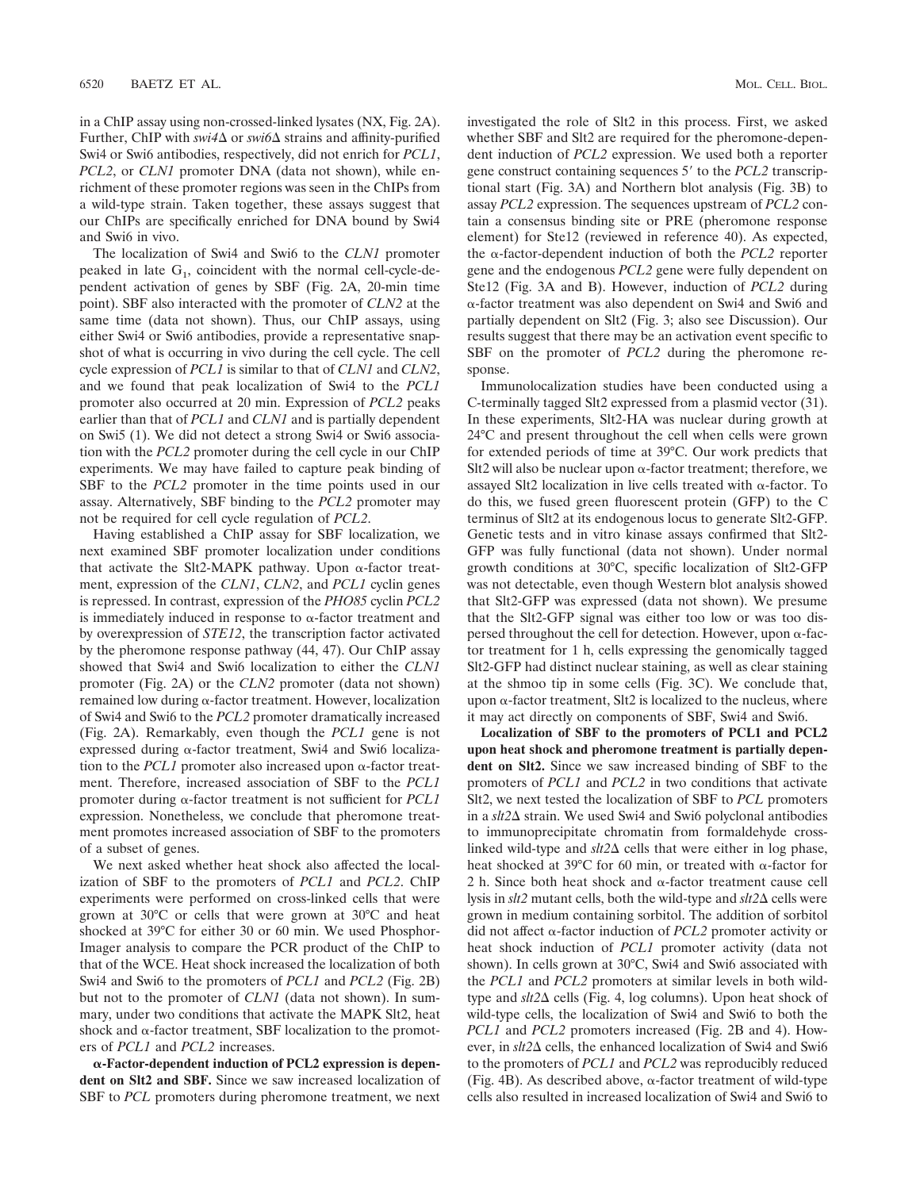in a ChIP assay using non-crossed-linked lysates (NX, Fig. 2A). Further, ChIP with *swi4*Δ or *swi6*Δ strains and affinity-purified Swi4 or Swi6 antibodies, respectively, did not enrich for *PCL1*, *PCL2*, or *CLN1* promoter DNA (data not shown), while enrichment of these promoter regions was seen in the ChIPs from a wild-type strain. Taken together, these assays suggest that our ChIPs are specifically enriched for DNA bound by Swi4 and Swi6 in vivo.

The localization of Swi4 and Swi6 to the *CLN1* promoter peaked in late $G_1$, coincident with the normal cell-cycle-dependent activation of genes by SBF (Fig. 2A, 20-min time point). SBF also interacted with the promoter of *CLN2* at the same time (data not shown). Thus, our ChIP assays, using either Swi4 or Swi6 antibodies, provide a representative snapshot of what is occurring in vivo during the cell cycle. The cell cycle expression of *PCL1* is similar to that of *CLN1* and *CLN2*, and we found that peak localization of Swi4 to the *PCL1* promoter also occurred at 20 min. Expression of *PCL2* peaks earlier than that of *PCL1* and *CLN1* and is partially dependent on Swi5 (1). We did not detect a strong Swi4 or Swi6 association with the *PCL2* promoter during the cell cycle in our ChIP experiments. We may have failed to capture peak binding of SBF to the *PCL2* promoter in the time points used in our assay. Alternatively, SBF binding to the *PCL2* promoter may not be required for cell cycle regulation of *PCL2*.

Having established a ChIP assay for SBF localization, we next examined SBF promoter localization under conditions that activate the Slt2-MAPK pathway. Upon α-factor treatment, expression of the *CLN1*, *CLN2*, and *PCL1* cyclin genes is repressed. In contrast, expression of the *PHO85* cyclin *PCL2* is immediately induced in response to α-factor treatment and by overexpression of *STE12*, the transcription factor activated by the pheromone response pathway (44, 47). Our ChIP assay showed that Swi4 and Swi6 localization to either the *CLN1* promoter (Fig. 2A) or the *CLN2* promoter (data not shown) remained low during α-factor treatment. However, localization of Swi4 and Swi6 to the *PCL2* promoter dramatically increased (Fig. 2A). Remarkably, even though the *PCL1* gene is not expressed during α-factor treatment, Swi4 and Swi6 localization to the *PCL1* promoter also increased upon α-factor treatment. Therefore, increased association of SBF to the *PCL1* promoter during α-factor treatment is not sufficient for *PCL1* expression. Nonetheless, we conclude that pheromone treatment promotes increased association of SBF to the promoters of a subset of genes.

We next asked whether heat shock also affected the localization of SBF to the promoters of *PCL1* and *PCL2*. ChIP experiments were performed on cross-linked cells that were grown at 30°C or cells that were grown at 30°C and heat shocked at 39°C for either 30 or 60 min. We used PhosphorImager analysis to compare the PCR product of the ChIP to that of the WCE. Heat shock increased the localization of both Swi4 and Swi6 to the promoters of *PCL1* and *PCL2* (Fig. 2B) but not to the promoter of *CLN1* (data not shown). In summary, under two conditions that activate the MAPK Slt2, heat shock and α-factor treatment, SBF localization to the promoters of *PCL1* and *PCL2* increases.

**α-Factor-dependent induction of PCL2 expression is dependent on Slt2 and SBF.** Since we saw increased localization of SBF to *PCL* promoters during pheromone treatment, we next investigated the role of Slt2 in this process. First, we asked whether SBF and Slt2 are required for the pheromone-dependent induction of *PCL2* expression. We used both a reporter gene construct containing sequences 5′ to the *PCL2* transcriptional start (Fig. 3A) and Northern blot analysis (Fig. 3B) to assay *PCL2* expression. The sequences upstream of *PCL2* contain a consensus binding site or PRE (pheromone response element) for Ste12 (reviewed in reference 40). As expected, the α-factor-dependent induction of both the *PCL2* reporter gene and the endogenous *PCL2* gene were fully dependent on Ste12 (Fig. 3A and B). However, induction of *PCL2* during α-factor treatment was also dependent on Swi4 and Swi6 and partially dependent on Slt2 (Fig. 3; also see Discussion). Our results suggest that there may be an activation event specific to SBF on the promoter of *PCL2* during the pheromone response.

Immunolocalization studies have been conducted using a C-terminally tagged Slt2 expressed from a plasmid vector (31). In these experiments, Slt2-HA was nuclear during growth at 24°C and present throughout the cell when cells were grown for extended periods of time at 39°C. Our work predicts that Slt2 will also be nuclear upon α-factor treatment; therefore, we assayed Slt2 localization in live cells treated with α-factor. To do this, we fused green fluorescent protein (GFP) to the C terminus of Slt2 at its endogenous locus to generate Slt2-GFP. Genetic tests and in vitro kinase assays confirmed that Slt2-GFP was fully functional (data not shown). Under normal growth conditions at 30°C, specific localization of Slt2-GFP was not detectable, even though Western blot analysis showed that Slt2-GFP was expressed (data not shown). We presume that the Slt2-GFP signal was either too low or was too dispersed throughout the cell for detection. However, upon α-factor treatment for 1 h, cells expressing the genomically tagged Slt2-GFP had distinct nuclear staining, as well as clear staining at the shmoo tip in some cells (Fig. 3C). We conclude that, upon α-factor treatment, Slt2 is localized to the nucleus, where it may act directly on components of SBF, Swi4 and Swi6.

**Localization of SBF to the promoters of PCL1 and PCL2 upon heat shock and pheromone treatment is partially dependent on Slt2.** Since we saw increased binding of SBF to the promoters of *PCL1* and *PCL2* in two conditions that activate Slt2, we next tested the localization of SBF to *PCL* promoters in a *slt2*Δ strain. We used Swi4 and Swi6 polyclonal antibodies to immunoprecipitate chromatin from formaldehyde cross-linked wild-type and *slt2*Δ cells that were either in log phase, heat shocked at 39°C for 60 min, or treated with α-factor for 2 h. Since both heat shock and α-factor treatment cause cell lysis in *slt2* mutant cells, both the wild-type and *slt2*Δ cells were grown in medium containing sorbitol. The addition of sorbitol did not affect α-factor induction of *PCL2* promoter activity or heat shock induction of *PCL1* promoter activity (data not shown). In cells grown at 30°C, Swi4 and Swi6 associated with the *PCL1* and *PCL2* promoters at similar levels in both wild-type and *slt2*Δ cells (Fig. 4, log columns). Upon heat shock of wild-type cells, the localization of Swi4 and Swi6 to both the *PCL1* and *PCL2* promoters increased (Fig. 2B and 4). However, in *slt2*Δ cells, the enhanced localization of Swi4 and Swi6 to the promoters of *PCL1* and *PCL2* was reproducibly reduced (Fig. 4B). As described above, α-factor treatment of wild-type cells also resulted in increased localization of Swi4 and Swi6 to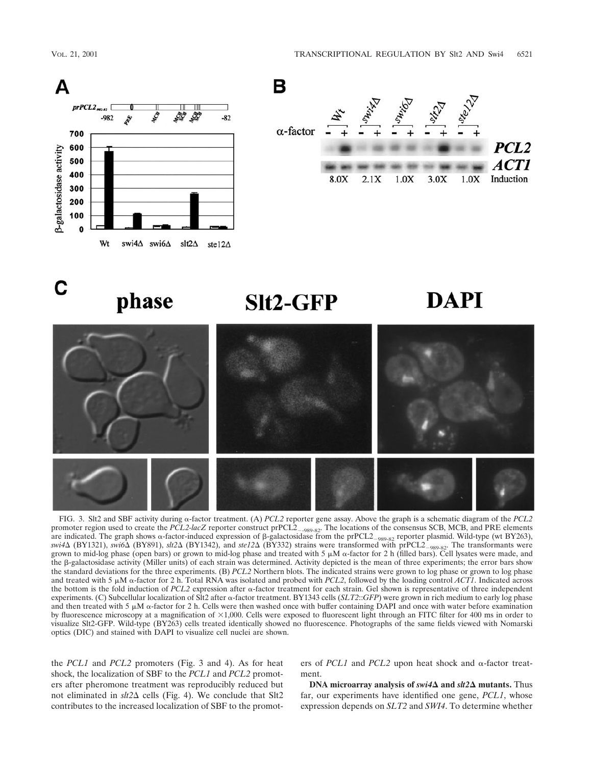FIG. 3. Slt2 and SBF activity during α-factor treatment. (A) *PCL2* reporter gene assay. Above the graph is a schematic diagram of the *PCL2* promoter region used to create the *PCL2-lacZ* reporter construct prPCL2$_{-989\text{-}82}$. The locations of the consensus SCB, MCB, and PRE elements are indicated. The graph shows α-factor-induced expression of β-galactosidase from the prPCL2$_{-989\text{-}82}$ reporter plasmid. Wild-type (wt BY263), *swi4*Δ (BY1321), *swi6*Δ (BY891), *slt2*Δ (BY1342), and *ste12*Δ (BY332) strains were transformed with prPCL2$_{-989\text{-}82}$. The transformants were grown to mid-log phase (open bars) or grown to mid-log phase and treated with 5 μM α-factor for 2 h (filled bars). Cell lysates were made, and the β-galactosidase activity (Miller units) of each strain was determined. Activity depicted is the mean of three experiments; the error bars show the standard deviations for the three experiments. (B) *PCL2* Northern blots. The indicated strains were grown to log phase or grown to log phase and treated with 5 μM α-factor for 2 h. Total RNA was isolated and probed with *PCL2*, followed by the loading control *ACT1*. Indicated across the bottom is the fold induction of *PCL2* expression after α-factor treatment for each strain. Gel shown is representative of three independent experiments. (C) Subcellular localization of Slt2 after α-factor treatment. BY1343 cells (*SLT2*::*GFP*) were grown in rich medium to early log phase and then treated with 5 μM α-factor for 2 h. Cells were then washed once with buffer containing DAPI and once with water before examination by fluorescence microscopy at a magnification of ×1,000. Cells were exposed to fluorescent light through an FITC filter for 400 ms in order to visualize Slt2-GFP. Wild-type (BY263) cells treated identically showed no fluorescence. Photographs of the same fields viewed with Nomarski optics (DIC) and stained with DAPI to visualize cell nuclei are shown.

the *PCL1* and *PCL2* promoters (Fig. 3 and 4). As for heat shock, the localization of SBF to the *PCL1* and *PCL2* promoters after pheromone treatment was reproducibly reduced but not eliminated in *slt2*Δ cells (Fig. 4). We conclude that Slt2 contributes to the increased localization of SBF to the promoters of *PCL1* and *PCL2* upon heat shock and α-factor treatment.

**DNA microarray analysis of *swi4*Δ and *slt2*Δ mutants.** Thus far, our experiments have identified one gene, *PCL1*, whose expression depends on *SLT2* and *SWI4*. To determine whether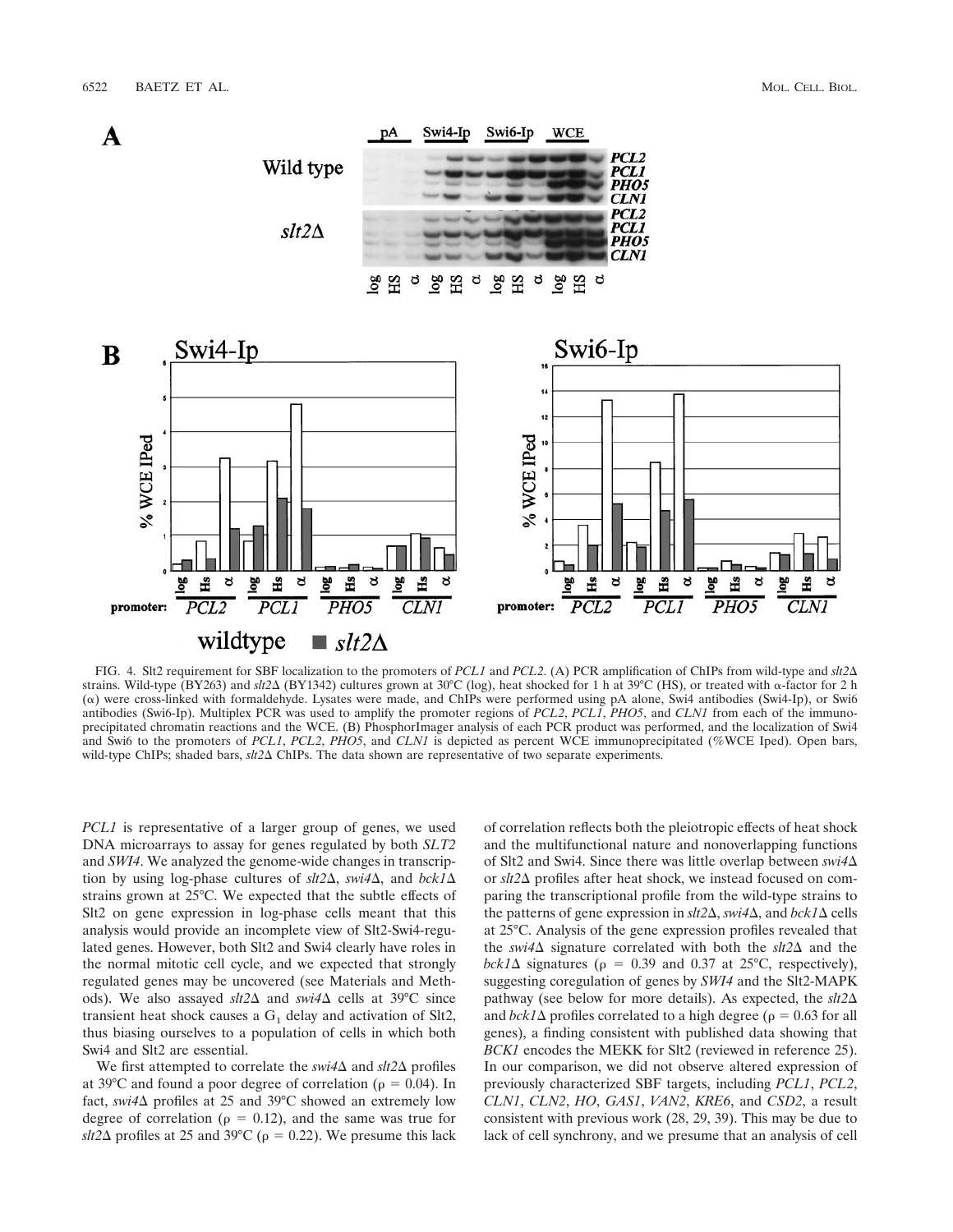FIG. 4. Slt2 requirement for SBF localization to the promoters of *PCL1* and *PCL2*. (A) PCR amplification of ChIPs from wild-type and *slt2*Δ strains. Wild-type (BY263) and *slt2*Δ (BY1342) cultures grown at 30°C (log), heat shocked for 1 h at 39°C (HS), or treated with α-factor for 2 h (α) were cross-linked with formaldehyde. Lysates were made, and ChIPs were performed using pA alone, Swi4 antibodies (Swi4-Ip), or Swi6 antibodies (Swi6-Ip). Multiplex PCR was used to amplify the promoter regions of *PCL2*, *PCL1*, *PHO5*, and *CLN1* from each of the immunoprecipitated chromatin reactions and the WCE. (B) PhosphorImager analysis of each PCR product was performed, and the localization of Swi4 and Swi6 to the promoters of *PCL1*, *PCL2*, *PHO5*, and *CLN1* is depicted as percent WCE immunoprecipitated (%WCE Iped). Open bars, wild-type ChIPs; shaded bars, *slt2*Δ ChIPs. The data shown are representative of two separate experiments.

*PCL1* is representative of a larger group of genes, we used DNA microarrays to assay for genes regulated by both *SLT2* and *SWI4*. We analyzed the genome-wide changes in transcription by using log-phase cultures of *slt2*Δ, *swi4*Δ, and *bck1*Δ strains grown at 25°C. We expected that the subtle effects of Slt2 on gene expression in log-phase cells meant that this analysis would provide an incomplete view of Slt2-Swi4-regulated genes. However, both Slt2 and Swi4 clearly have roles in the normal mitotic cell cycle, and we expected that strongly regulated genes may be uncovered (see Materials and Methods). We also assayed *slt2*Δ and *swi4*Δ cells at 39°C since transient heat shock causes a $G_1$ delay and activation of Slt2, thus biasing ourselves to a population of cells in which both Swi4 and Slt2 are essential.

We first attempted to correlate the *swi4*Δ and *slt2*Δ profiles at 39°C and found a poor degree of correlation ($\rho = 0.04$). In fact, *swi4*Δ profiles at 25 and 39°C showed an extremely low degree of correlation ($\rho = 0.12$), and the same was true for *slt2*Δ profiles at 25 and 39°C ($\rho = 0.22$). We presume this lack of correlation reflects both the pleiotropic effects of heat shock and the multifunctional nature and nonoverlapping functions of Slt2 and Swi4. Since there was little overlap between *swi4*Δ or *slt2*Δ profiles after heat shock, we instead focused on comparing the transcriptional profile from the wild-type strains to the patterns of gene expression in *slt2*Δ, *swi4*Δ, and *bck1*Δ cells at 25°C. Analysis of the gene expression profiles revealed that the *swi4*Δ signature correlated with both the *slt2*Δ and the *bck1*Δ signatures ($\rho = 0.39$ and 0.37 at 25°C, respectively), suggesting coregulation of genes by *SWI4* and the Slt2-MAPK pathway (see below for more details). As expected, the *slt2*Δ and *bck1*Δ profiles correlated to a high degree ($\rho = 0.63$ for all genes), a finding consistent with published data showing that *BCK1* encodes the MEKK for Slt2 (reviewed in reference 25). In our comparison, we did not observe altered expression of previously characterized SBF targets, including *PCL1*, *PCL2*, *CLN1*, *CLN2*, *HO*, *GAS1*, *VAN2*, *KRE6*, and *CSD2*, a result consistent with previous work (28, 29, 39). This may be due to lack of cell synchrony, and we presume that an analysis of cell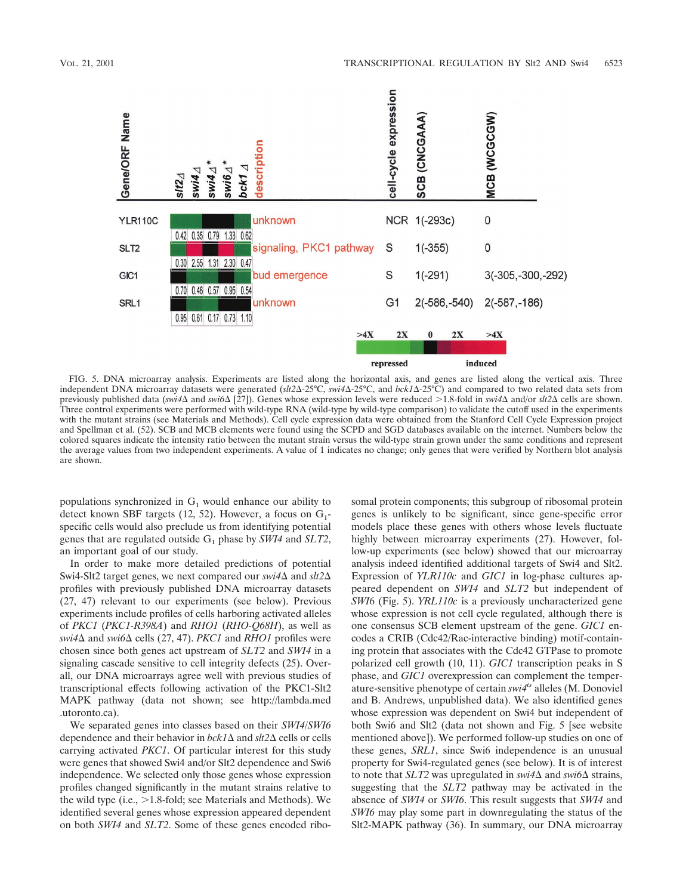| Gene/ORF Name | slt2Δ | swi4Δ | swi4Δ* | swi6Δ* | bck1Δ | description | cell-cycle expression | SCB (CNCGAAA) | MCB (WCGCGW) |
|---|---|---|---|---|---|---|---|---|---|
| YLR110C | 0.42 | 0.35 | 0.79 | 1.33 | 0.62 | unknown | NCR | 1(-293c) | 0 |
| SLT2 | 0.30 | 2.55 | 1.31 | 2.30 | 0.47 | signaling, PKC1 pathway | S | 1(-355) | 0 |
| GIC1 | 0.70 | 0.46 | 0.57 | 0.95 | 0.54 | bud emergence | S | 1(-291) | 3(-305,-300,-292) |
| SRL1 | 0.95 | 0.61 | 0.17 | 0.73 | 1.10 | unknown | G1 | 2(-586,-540) | 2(-587,-186) |

>4X 2X 0 2X >4X

repressed induced

FIG. 5. DNA microarray analysis. Experiments are listed along the horizontal axis, and genes are listed along the vertical axis. Three independent DNA microarray datasets were generated (*slt2*Δ-25°C, *swi4*Δ-25°C, and *bck1*Δ-25°C) and compared to two related data sets from previously published data (*swi4*Δ and *swi6*Δ [27]). Genes whose expression levels were reduced >1.8-fold in *swi4*Δ and/or *slt2*Δ cells are shown. Three control experiments were performed with wild-type RNA (wild-type by wild-type comparison) to validate the cutoff used in the experiments with the mutant strains (see Materials and Methods). Cell cycle expression data were obtained from the Stanford Cell Cycle Expression project and Spellman et al. (52). SCB and MCB elements were found using the SCPD and SGD databases available on the internet. Numbers below the colored squares indicate the intensity ratio between the mutant strain versus the wild-type strain grown under the same conditions and represent the average values from two independent experiments. A value of 1 indicates no change; only genes that were verified by Northern blot analysis are shown.

populations synchronized in $G_1$ would enhance our ability to detect known SBF targets (12, 52). However, a focus on $G_1$-specific cells would also preclude us from identifying potential genes that are regulated outside $G_1$ phase by *SWI4* and *SLT2*, an important goal of our study.

In order to make more detailed predictions of potential Swi4-Slt2 target genes, we next compared our *swi4*Δ and *slt2*Δ profiles with previously published DNA microarray datasets (27, 47) relevant to our experiments (see below). Previous experiments include profiles of cells harboring activated alleles of *PKC1* (*PKC1-R398A*) and *RHO1* (*RHO-Q68H*), as well as *swi4*Δ and *swi6*Δ cells (27, 47). *PKC1* and *RHO1* profiles were chosen since both genes act upstream of *SLT2* and *SWI4* in a signaling cascade sensitive to cell integrity defects (25). Overall, our DNA microarrays agree well with previous studies of transcriptional effects following activation of the PKC1-Slt2 MAPK pathway (data not shown; see http://lambda.med.utoronto.ca).

We separated genes into classes based on their *SWI4*/*SWI6* dependence and their behavior in *bck1*Δ and *slt2*Δ cells or cells carrying activated *PKC1*. Of particular interest for this study were genes that showed Swi4 and/or Slt2 dependence and Swi6 independence. We selected only those genes whose expression profiles changed significantly in the mutant strains relative to the wild type (i.e., >1.8-fold; see Materials and Methods). We identified several genes whose expression appeared dependent on both *SWI4* and *SLT2*. Some of these genes encoded ribosomal protein components; this subgroup of ribosomal protein genes is unlikely to be significant, since gene-specific error models place these genes with others whose levels fluctuate highly between microarray experiments (27). However, follow-up experiments (see below) showed that our microarray analysis indeed identified additional targets of Swi4 and Slt2. Expression of *YLR110c* and *GIC1* in log-phase cultures appeared dependent on *SWI4* and *SLT2* but independent of *SWI6* (Fig. 5). *YRL110c* is a previously uncharacterized gene whose expression is not cell cycle regulated, although there is one consensus SCB element upstream of the gene. *GIC1* encodes a CRIB (Cdc42/Rac-interactive binding) motif-containing protein that associates with the Cdc42 GTPase to promote polarized cell growth (10, 11). *GIC1* transcription peaks in S phase, and *GIC1* overexpression can complement the temperature-sensitive phenotype of certain *swi4*$^{ts}$ alleles (M. Donoviel and B. Andrews, unpublished data). We also identified genes whose expression was dependent on Swi4 but independent of both Swi6 and Slt2 (data not shown and Fig. 5 [see website mentioned above]). We performed follow-up studies on one of these genes, *SRL1*, since Swi6 independence is an unusual property for Swi4-regulated genes (see below). It is of interest to note that *SLT2* was upregulated in *swi4*Δ and *swi6*Δ strains, suggesting that the *SLT2* pathway may be activated in the absence of *SWI4* or *SWI6*. This result suggests that *SWI4* and *SWI6* may play some part in downregulating the status of the Slt2-MAPK pathway (36). In summary, our DNA microarray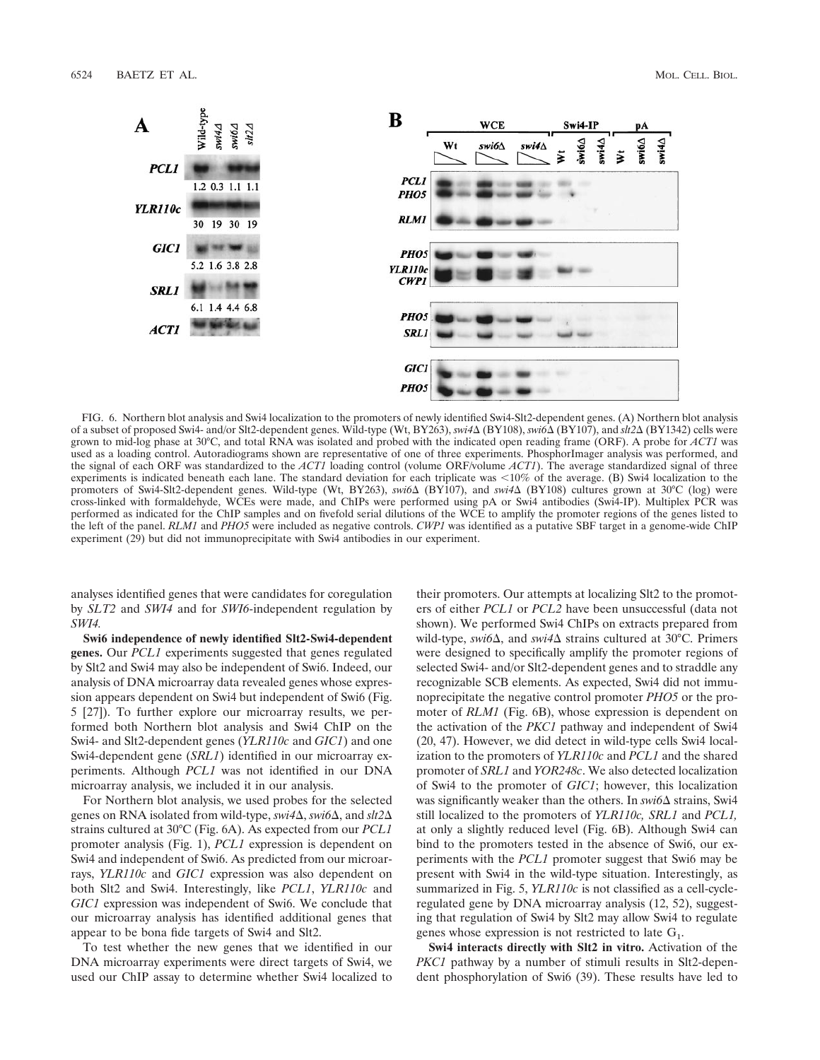FIG. 6. Northern blot analysis and Swi4 localization to the promoters of newly identified Swi4-Slt2-dependent genes. (A) Northern blot analysis of a subset of proposed Swi4- and/or Slt2-dependent genes. Wild-type (Wt, BY263), *swi4*Δ (BY108), *swi6*Δ (BY107), and *slt2*Δ (BY1342) cells were grown to mid-log phase at 30°C, and total RNA was isolated and probed with the indicated open reading frame (ORF). A probe for *ACT1* was used as a loading control. Autoradiograms shown are representative of one of three experiments. PhosphorImager analysis was performed, and the signal of each ORF was standardized to the *ACT1* loading control (volume ORF/volume *ACT1*). The average standardized signal of three experiments is indicated beneath each lane. The standard deviation for each triplicate was <10% of the average. (B) Swi4 localization to the promoters of Swi4-Slt2-dependent genes. Wild-type (Wt, BY263), *swi6*Δ (BY107), and *swi4*Δ (BY108) cultures grown at 30°C (log) were cross-linked with formaldehyde, WCEs were made, and ChIPs were performed using pA or Swi4 antibodies (Swi4-IP). Multiplex PCR was performed as indicated for the ChIP samples and on fivefold serial dilutions of the WCE to amplify the promoter regions of the genes listed to the left of the panel. *RLM1* and *PHO5* were included as negative controls. *CWP1* was identified as a putative SBF target in a genome-wide ChIP experiment (29) but did not immunoprecipitate with Swi4 antibodies in our experiment.

analyses identified genes that were candidates for coregulation by *SLT2* and *SWI4* and for *SWI6*-independent regulation by *SWI4.*

**Swi6 independence of newly identified Slt2-Swi4-dependent genes.** Our *PCL1* experiments suggested that genes regulated by Slt2 and Swi4 may also be independent of Swi6. Indeed, our analysis of DNA microarray data revealed genes whose expression appears dependent on Swi4 but independent of Swi6 (Fig. 5 [27]). To further explore our microarray results, we performed both Northern blot analysis and Swi4 ChIP on the Swi4- and Slt2-dependent genes (*YLR110c* and *GIC1*) and one Swi4-dependent gene (*SRL1*) identified in our microarray experiments. Although *PCL1* was not identified in our DNA microarray analysis, we included it in our analysis.

For Northern blot analysis, we used probes for the selected genes on RNA isolated from wild-type, *swi4*Δ, *swi6*Δ, and *slt2*Δ strains cultured at 30°C (Fig. 6A). As expected from our *PCL1* promoter analysis (Fig. 1), *PCL1* expression is dependent on Swi4 and independent of Swi6. As predicted from our microarrays, *YLR110c* and *GIC1* expression was also dependent on both Slt2 and Swi4. Interestingly, like *PCL1*, *YLR110c* and *GIC1* expression was independent of Swi6. We conclude that our microarray analysis has identified additional genes that appear to be bona fide targets of Swi4 and Slt2.

To test whether the new genes that we identified in our DNA microarray experiments were direct targets of Swi4, we used our ChIP assay to determine whether Swi4 localized to their promoters. Our attempts at localizing Slt2 to the promoters of either *PCL1* or *PCL2* have been unsuccessful (data not shown). We performed Swi4 ChIPs on extracts prepared from wild-type, *swi6*Δ, and *swi4*Δ strains cultured at 30°C. Primers were designed to specifically amplify the promoter regions of selected Swi4- and/or Slt2-dependent genes and to straddle any recognizable SCB elements. As expected, Swi4 did not immunoprecipitate the negative control promoter *PHO5* or the promoter of *RLM1* (Fig. 6B), whose expression is dependent on the activation of the *PKC1* pathway and independent of Swi4 (20, 47). However, we did detect in wild-type cells Swi4 localization to the promoters of *YLR110c* and *PCL1* and the shared promoter of *SRL1* and *YOR248c*. We also detected localization of Swi4 to the promoter of *GIC1*; however, this localization was significantly weaker than the others. In *swi6*Δ strains, Swi4 still localized to the promoters of *YLR110c, SRL1* and *PCL1,* at only a slightly reduced level (Fig. 6B). Although Swi4 can bind to the promoters tested in the absence of Swi6, our experiments with the *PCL1* promoter suggest that Swi6 may be present with Swi4 in the wild-type situation. Interestingly, as summarized in Fig. 5, *YLR110c* is not classified as a cell-cycle-regulated gene by DNA microarray analysis (12, 52), suggesting that regulation of Swi4 by Slt2 may allow Swi4 to regulate genes whose expression is not restricted to late $G_1$.

**Swi4 interacts directly with Slt2 in vitro.** Activation of the *PKC1* pathway by a number of stimuli results in Slt2-dependent phosphorylation of Swi6 (39). These results have led to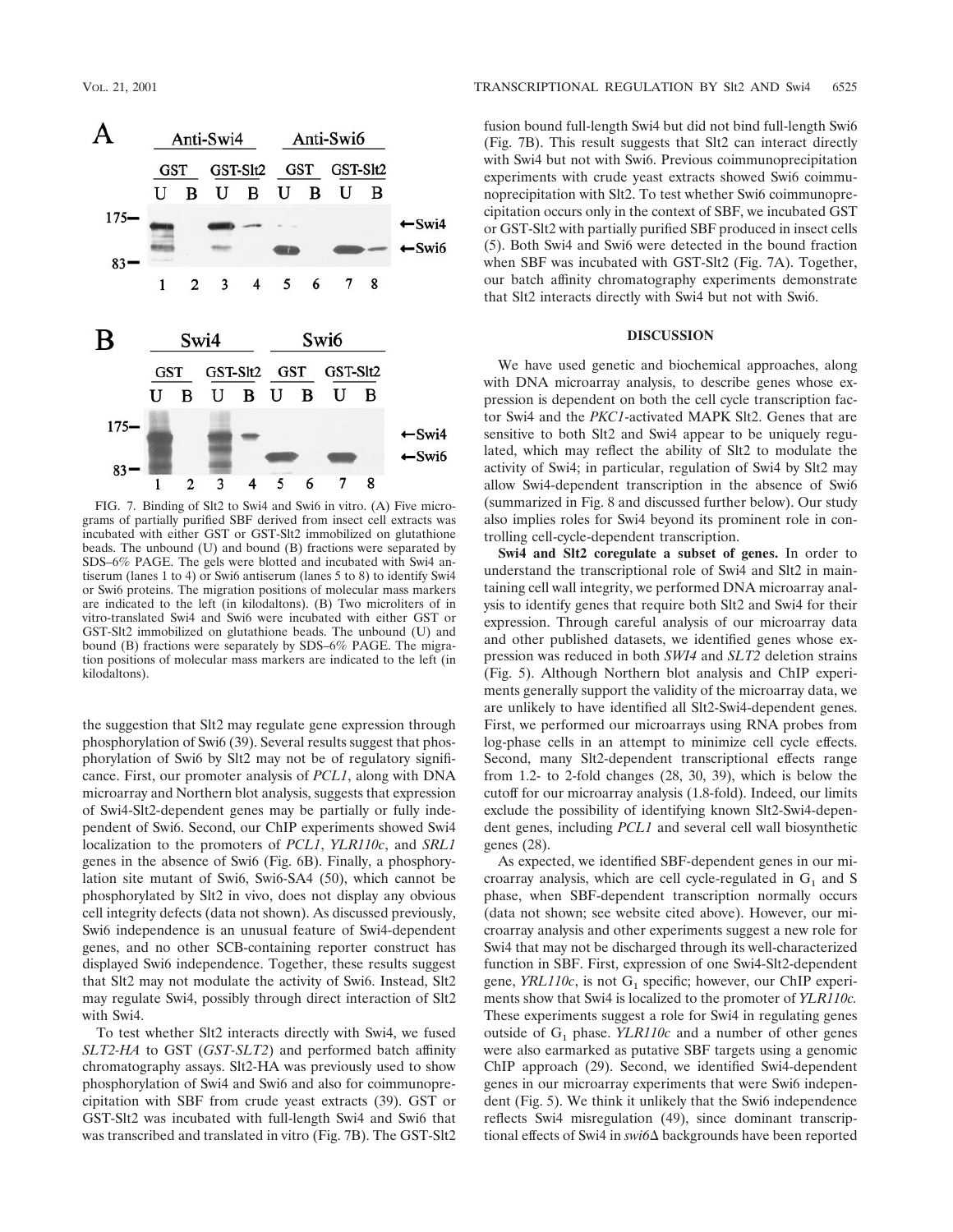FIG. 7. Binding of Slt2 to Swi4 and Swi6 in vitro. (A) Five micrograms of partially purified SBF derived from insect cell extracts was incubated with either GST or GST-Slt2 immobilized on glutathione beads. The unbound (U) and bound (B) fractions were separated by SDS–6% PAGE. The gels were blotted and incubated with Swi4 antiserum (lanes 1 to 4) or Swi6 antiserum (lanes 5 to 8) to identify Swi4 or Swi6 proteins. The migration positions of molecular mass markers are indicated to the left (in kilodaltons). (B) Two microliters of in vitro-translated Swi4 and Swi6 were incubated with either GST or GST-Slt2 immobilized on glutathione beads. The unbound (U) and bound (B) fractions were separately by SDS–6% PAGE. The migration positions of molecular mass markers are indicated to the left (in kilodaltons).

the suggestion that Slt2 may regulate gene expression through phosphorylation of Swi6 (39). Several results suggest that phosphorylation of Swi6 by Slt2 may not be of regulatory significance. First, our promoter analysis of *PCL1*, along with DNA microarray and Northern blot analysis, suggests that expression of Swi4-Slt2-dependent genes may be partially or fully independent of Swi6. Second, our ChIP experiments showed Swi4 localization to the promoters of *PCL1*, *YLR110c*, and *SRL1* genes in the absence of Swi6 (Fig. 6B). Finally, a phosphorylation site mutant of Swi6, Swi6-SA4 (50), which cannot be phosphorylated by Slt2 in vivo, does not display any obvious cell integrity defects (data not shown). As discussed previously, Swi6 independence is an unusual feature of Swi4-dependent genes, and no other SCB-containing reporter construct has displayed Swi6 independence. Together, these results suggest that Slt2 may not modulate the activity of Swi6. Instead, Slt2 may regulate Swi4, possibly through direct interaction of Slt2 with Swi4.

To test whether Slt2 interacts directly with Swi4, we fused *SLT2-HA* to GST (*GST-SLT2*) and performed batch affinity chromatography assays. Slt2-HA was previously used to show phosphorylation of Swi4 and Swi6 and also for coimmunoprecipitation with SBF from crude yeast extracts (39). GST or GST-Slt2 was incubated with full-length Swi4 and Swi6 that was transcribed and translated in vitro (Fig. 7B). The GST-Slt2 fusion bound full-length Swi4 but did not bind full-length Swi6 (Fig. 7B). This result suggests that Slt2 can interact directly with Swi4 but not with Swi6. Previous coimmunoprecipitation experiments with crude yeast extracts showed Swi6 coimmunoprecipitation with Slt2. To test whether Swi6 coimmunoprecipitation occurs only in the context of SBF, we incubated GST or GST-Slt2 with partially purified SBF produced in insect cells (5). Both Swi4 and Swi6 were detected in the bound fraction when SBF was incubated with GST-Slt2 (Fig. 7A). Together, our batch affinity chromatography experiments demonstrate that Slt2 interacts directly with Swi4 but not with Swi6.

## DISCUSSION

We have used genetic and biochemical approaches, along with DNA microarray analysis, to describe genes whose expression is dependent on both the cell cycle transcription factor Swi4 and the *PKC1*-activated MAPK Slt2. Genes that are sensitive to both Slt2 and Swi4 appear to be uniquely regulated, which may reflect the ability of Slt2 to modulate the activity of Swi4; in particular, regulation of Swi4 by Slt2 may allow Swi4-dependent transcription in the absence of Swi6 (summarized in Fig. 8 and discussed further below). Our study also implies roles for Swi4 beyond its prominent role in controlling cell-cycle-dependent transcription.

**Swi4 and Slt2 coregulate a subset of genes.** In order to understand the transcriptional role of Swi4 and Slt2 in maintaining cell wall integrity, we performed DNA microarray analysis to identify genes that require both Slt2 and Swi4 for their expression. Through careful analysis of our microarray data and other published datasets, we identified genes whose expression was reduced in both *SWI4* and *SLT2* deletion strains (Fig. 5). Although Northern blot analysis and ChIP experiments generally support the validity of the microarray data, we are unlikely to have identified all Slt2-Swi4-dependent genes. First, we performed our microarrays using RNA probes from log-phase cells in an attempt to minimize cell cycle effects. Second, many Slt2-dependent transcriptional effects range from 1.2- to 2-fold changes (28, 30, 39), which is below the cutoff for our microarray analysis (1.8-fold). Indeed, our limits exclude the possibility of identifying known Slt2-Swi4-dependent genes, including *PCL1* and several cell wall biosynthetic genes (28).

As expected, we identified SBF-dependent genes in our microarray analysis, which are cell cycle-regulated in $G_1$ and S phase, when SBF-dependent transcription normally occurs (data not shown; see website cited above). However, our microarray analysis and other experiments suggest a new role for Swi4 that may not be discharged through its well-characterized function in SBF. First, expression of one Swi4-Slt2-dependent gene, *YRL110c*, is not $G_1$ specific; however, our ChIP experiments show that Swi4 is localized to the promoter of *YLR110c.* These experiments suggest a role for Swi4 in regulating genes outside of $G_1$ phase. *YLR110c* and a number of other genes were also earmarked as putative SBF targets using a genomic ChIP approach (29). Second, we identified Swi4-dependent genes in our microarray experiments that were Swi6 independent (Fig. 5). We think it unlikely that the Swi6 independence reflects Swi4 misregulation (49), since dominant transcriptional effects of Swi4 in *swi6*Δ backgrounds have been reported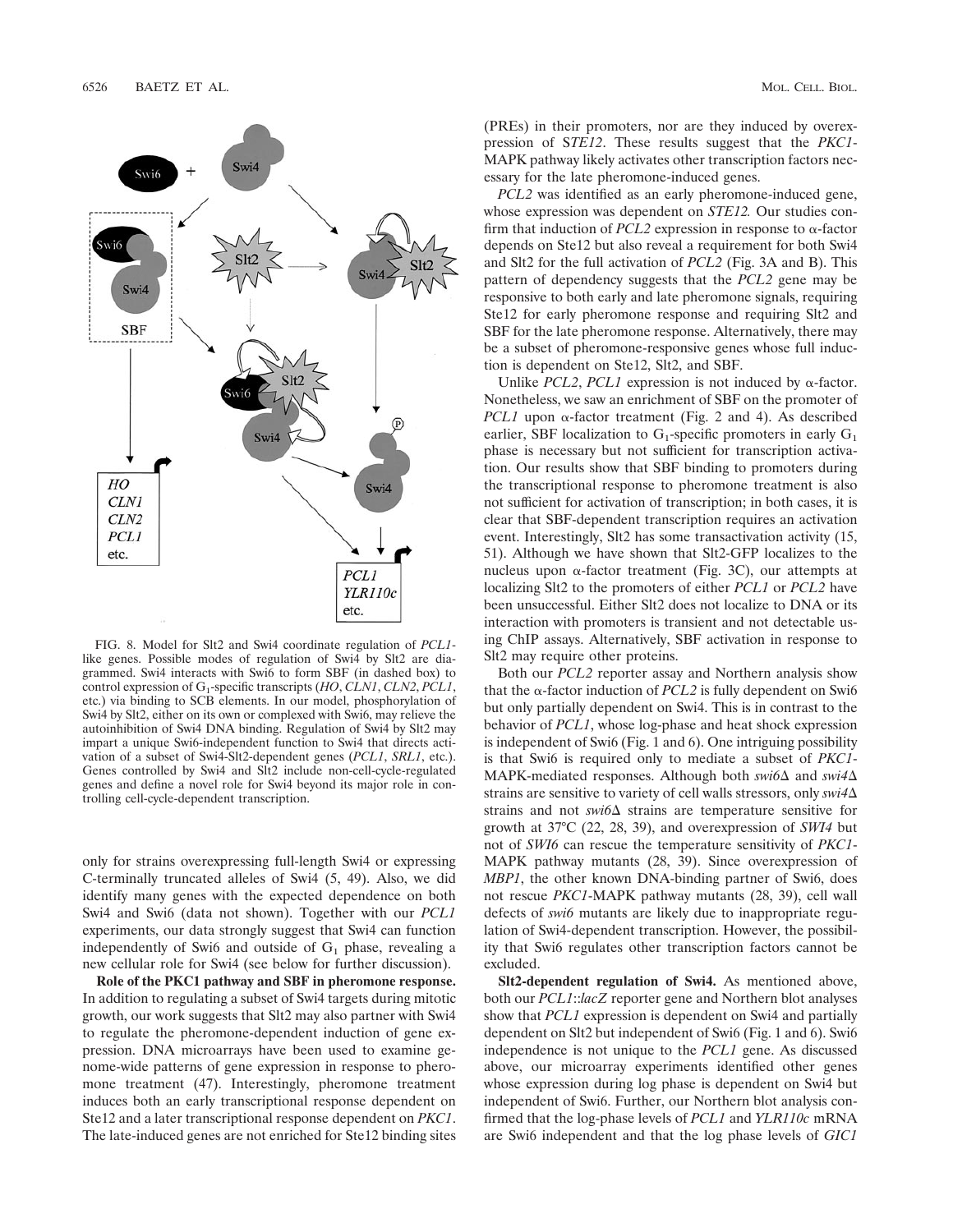FIG. 8. Model for Slt2 and Swi4 coordinate regulation of *PCL1*-like genes. Possible modes of regulation of Swi4 by Slt2 are diagrammed. Swi4 interacts with Swi6 to form SBF (in dashed box) to control expression of $G_1$-specific transcripts (*HO*, *CLN1*, *CLN2*, *PCL1*, etc.) via binding to SCB elements. In our model, phosphorylation of Swi4 by Slt2, either on its own or complexed with Swi6, may relieve the autoinhibition of Swi4 DNA binding. Regulation of Swi4 by Slt2 may impart a unique Swi6-independent function to Swi4 that directs activation of a subset of Swi4-Slt2-dependent genes (*PCL1*, *SRL1*, etc.). Genes controlled by Swi4 and Slt2 include non-cell-cycle-regulated genes and define a novel role for Swi4 beyond its major role in controlling cell-cycle-dependent transcription.

only for strains overexpressing full-length Swi4 or expressing C-terminally truncated alleles of Swi4 (5, 49). Also, we did identify many genes with the expected dependence on both Swi4 and Swi6 (data not shown). Together with our *PCL1* experiments, our data strongly suggest that Swi4 can function independently of Swi6 and outside of $G_1$ phase, revealing a new cellular role for Swi4 (see below for further discussion).

**Role of the PKC1 pathway and SBF in pheromone response.** In addition to regulating a subset of Swi4 targets during mitotic growth, our work suggests that Slt2 may also partner with Swi4 to regulate the pheromone-dependent induction of gene expression. DNA microarrays have been used to examine genome-wide patterns of gene expression in response to pheromone treatment (47). Interestingly, pheromone treatment induces both an early transcriptional response dependent on Ste12 and a later transcriptional response dependent on *PKC1*. The late-induced genes are not enriched for Ste12 binding sites (PREs) in their promoters, nor are they induced by overexpression of *STE12*. These results suggest that the *PKC1*-MAPK pathway likely activates other transcription factors necessary for the late pheromone-induced genes.

*PCL2* was identified as an early pheromone-induced gene, whose expression was dependent on *STE12.* Our studies confirm that induction of *PCL2* expression in response to α-factor depends on Ste12 but also reveal a requirement for both Swi4 and Slt2 for the full activation of *PCL2* (Fig. 3A and B). This pattern of dependency suggests that the *PCL2* gene may be responsive to both early and late pheromone signals, requiring Ste12 for early pheromone response and requiring Slt2 and SBF for the late pheromone response. Alternatively, there may be a subset of pheromone-responsive genes whose full induction is dependent on Ste12, Slt2, and SBF.

Unlike *PCL2*, *PCL1* expression is not induced by α-factor. Nonetheless, we saw an enrichment of SBF on the promoter of *PCL1* upon α-factor treatment (Fig. 2 and 4). As described earlier, SBF localization to $G_1$-specific promoters in early $G_1$ phase is necessary but not sufficient for transcription activation. Our results show that SBF binding to promoters during the transcriptional response to pheromone treatment is also not sufficient for activation of transcription; in both cases, it is clear that SBF-dependent transcription requires an activation event. Interestingly, Slt2 has some transactivation activity (15, 51). Although we have shown that Slt2-GFP localizes to the nucleus upon α-factor treatment (Fig. 3C), our attempts at localizing Slt2 to the promoters of either *PCL1* or *PCL2* have been unsuccessful. Either Slt2 does not localize to DNA or its interaction with promoters is transient and not detectable using ChIP assays. Alternatively, SBF activation in response to Slt2 may require other proteins.

Both our *PCL2* reporter assay and Northern analysis show that the α-factor induction of *PCL2* is fully dependent on Swi6 but only partially dependent on Swi4. This is in contrast to the behavior of *PCL1*, whose log-phase and heat shock expression is independent of Swi6 (Fig. 1 and 6). One intriguing possibility is that Swi6 is required only to mediate a subset of *PKC1*-MAPK-mediated responses. Although both *swi6*Δ and *swi4*Δ strains are sensitive to variety of cell walls stressors, only *swi4*Δ strains and not *swi6*Δ strains are temperature sensitive for growth at 37°C (22, 28, 39), and overexpression of *SWI4* but not of *SWI6* can rescue the temperature sensitivity of *PKC1*-MAPK pathway mutants (28, 39). Since overexpression of *MBP1*, the other known DNA-binding partner of Swi6, does not rescue *PKC1*-MAPK pathway mutants (28, 39), cell wall defects of *swi6* mutants are likely due to inappropriate regulation of Swi4-dependent transcription. However, the possibility that Swi6 regulates other transcription factors cannot be excluded.

**Slt2-dependent regulation of Swi4.** As mentioned above, both our *PCL1*::*lacZ* reporter gene and Northern blot analyses show that *PCL1* expression is dependent on Swi4 and partially dependent on Slt2 but independent of Swi6 (Fig. 1 and 6). Swi6 independence is not unique to the *PCL1* gene. As discussed above, our microarray experiments identified other genes whose expression during log phase is dependent on Swi4 but independent of Swi6. Further, our Northern blot analysis confirmed that the log-phase levels of *PCL1* and *YLR110c* mRNA are Swi6 independent and that the log phase levels of *GIC1*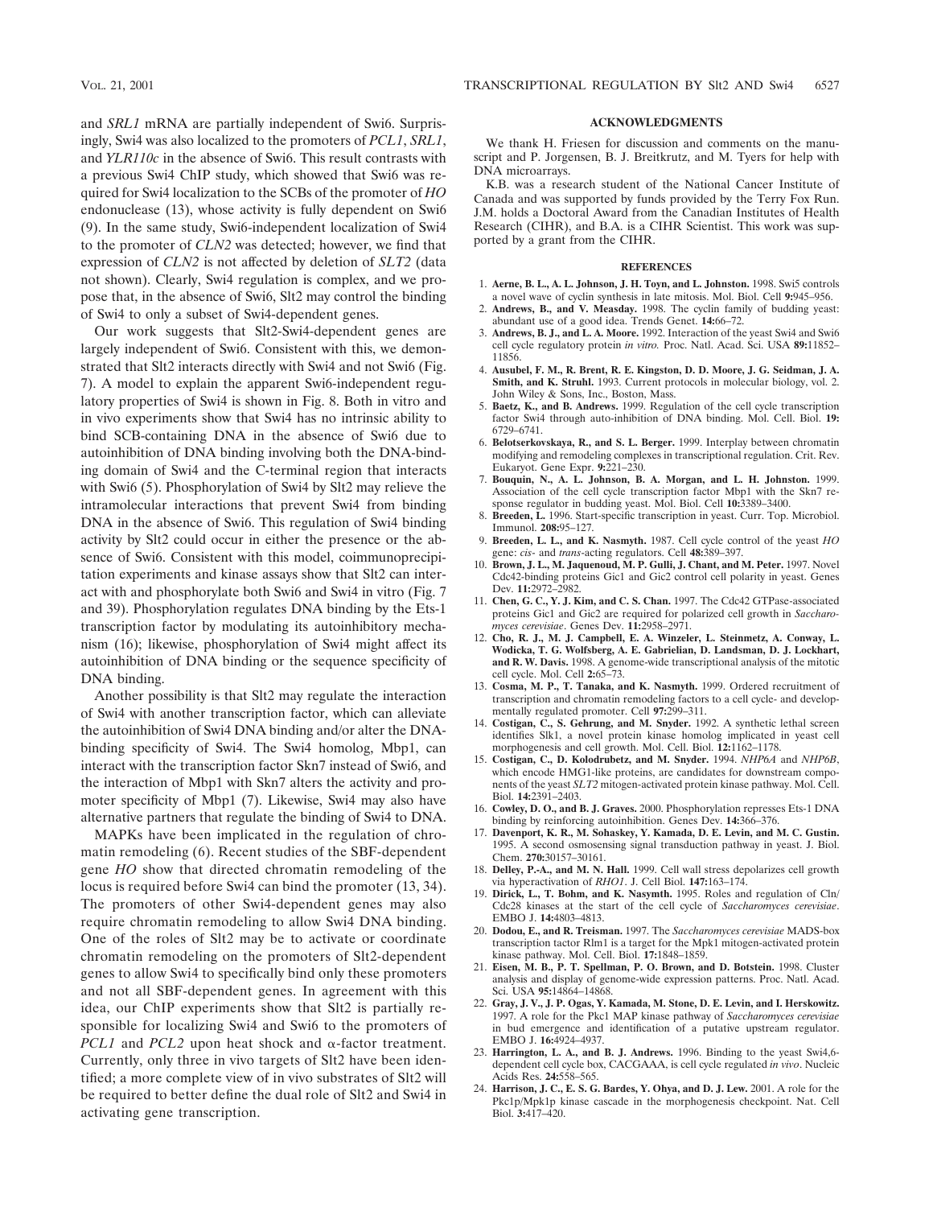and *SRL1* mRNA are partially independent of Swi6. Surprisingly, Swi4 was also localized to the promoters of *PCL1*, *SRL1*, and *YLR110c* in the absence of Swi6. This result contrasts with a previous Swi4 ChIP study, which showed that Swi6 was required for Swi4 localization to the SCBs of the promoter of *HO* endonuclease (13), whose activity is fully dependent on Swi6 (9). In the same study, Swi6-independent localization of Swi4 to the promoter of *CLN2* was detected; however, we find that expression of *CLN2* is not affected by deletion of *SLT2* (data not shown). Clearly, Swi4 regulation is complex, and we propose that, in the absence of Swi6, Slt2 may control the binding of Swi4 to only a subset of Swi4-dependent genes.

Our work suggests that Slt2-Swi4-dependent genes are largely independent of Swi6. Consistent with this, we demonstrated that Slt2 interacts directly with Swi4 and not Swi6 (Fig. 7). A model to explain the apparent Swi6-independent regulatory properties of Swi4 is shown in Fig. 8. Both in vitro and in vivo experiments show that Swi4 has no intrinsic ability to bind SCB-containing DNA in the absence of Swi6 due to autoinhibition of DNA binding involving both the DNA-binding domain of Swi4 and the C-terminal region that interacts with Swi6 (5). Phosphorylation of Swi4 by Slt2 may relieve the intramolecular interactions that prevent Swi4 from binding DNA in the absence of Swi6. This regulation of Swi4 binding activity by Slt2 could occur in either the presence or the absence of Swi6. Consistent with this model, coimmunoprecipitation experiments and kinase assays show that Slt2 can interact with and phosphorylate both Swi6 and Swi4 in vitro (Fig. 7 and 39). Phosphorylation regulates DNA binding by the Ets-1 transcription factor by modulating its autoinhibitory mechanism (16); likewise, phosphorylation of Swi4 might affect its autoinhibition of DNA binding or the sequence specificity of DNA binding.

Another possibility is that Slt2 may regulate the interaction of Swi4 with another transcription factor, which can alleviate the autoinhibition of Swi4 DNA binding and/or alter the DNA-binding specificity of Swi4. The Swi4 homolog, Mbp1, can interact with the transcription factor Skn7 instead of Swi6, and the interaction of Mbp1 with Skn7 alters the activity and promoter specificity of Mbp1 (7). Likewise, Swi4 may also have alternative partners that regulate the binding of Swi4 to DNA.

MAPKs have been implicated in the regulation of chromatin remodeling (6). Recent studies of the SBF-dependent gene *HO* show that directed chromatin remodeling of the locus is required before Swi4 can bind the promoter (13, 34). The promoters of other Swi4-dependent genes may also require chromatin remodeling to allow Swi4 DNA binding. One of the roles of Slt2 may be to activate or coordinate chromatin remodeling on the promoters of Slt2-dependent genes to allow Swi4 to specifically bind only these promoters and not all SBF-dependent genes. In agreement with this idea, our ChIP experiments show that Slt2 is partially responsible for localizing Swi4 and Swi6 to the promoters of *PCL1* and *PCL2* upon heat shock and α-factor treatment. Currently, only three in vivo targets of Slt2 have been identified; a more complete view of in vivo substrates of Slt2 will be required to better define the dual role of Slt2 and Swi4 in activating gene transcription.

## ACKNOWLEDGMENTS

We thank H. Friesen for discussion and comments on the manuscript and P. Jorgensen, B. J. Breitkrutz, and M. Tyers for help with DNA microarrays.

K.B. was a research student of the National Cancer Institute of Canada and was supported by funds provided by the Terry Fox Run. J.M. holds a Doctoral Award from the Canadian Institutes of Health Research (CIHR), and B.A. is a CIHR Scientist. This work was supported by a grant from the CIHR.

## REFERENCES

1. **Aerne, B. L., A. L. Johnson, J. H. Toyn, and L. Johnston.** 1998. Swi5 controls a novel wave of cyclin synthesis in late mitosis. Mol. Biol. Cell **9:**945–956.
2. **Andrews, B., and V. Measday.** 1998. The cyclin family of budding yeast: abundant use of a good idea. Trends Genet. **14:**66–72.
3. **Andrews, B. J., and L. A. Moore.** 1992. Interaction of the yeast Swi4 and Swi6 cell cycle regulatory protein *in vitro.* Proc. Natl. Acad. Sci. USA **89:**11852–11856.
4. **Ausubel, F. M., R. Brent, R. E. Kingston, D. D. Moore, J. G. Seidman, J. A. Smith, and K. Struhl.** 1993. Current protocols in molecular biology, vol. 2. John Wiley & Sons, Inc., Boston, Mass.
5. **Baetz, K., and B. Andrews.** 1999. Regulation of the cell cycle transcription factor Swi4 through auto-inhibition of DNA binding. Mol. Cell. Biol. **19:** 6729–6741.
6. **Belotserkovskaya, R., and S. L. Berger.** 1999. Interplay between chromatin modifying and remodeling complexes in transcriptional regulation. Crit. Rev. Eukaryot. Gene Expr. **9:**221–230.
7. **Bouquin, N., A. L. Johnson, B. A. Morgan, and L. H. Johnston.** 1999. Association of the cell cycle transcription factor Mbp1 with the Skn7 response regulator in budding yeast. Mol. Biol. Cell **10:**3389–3400.
8. **Breeden, L.** 1996. Start-specific transcription in yeast. Curr. Top. Microbiol. Immunol. **208:**95–127.
9. **Breeden, L. L., and K. Nasmyth.** 1987. Cell cycle control of the yeast *HO* gene: *cis-* and *trans*-acting regulators. Cell **48:**389–397.
10. **Brown, J. L., M. Jaquenoud, M. P. Gulli, J. Chant, and M. Peter.** 1997. Novel Cdc42-binding proteins Gic1 and Gic2 control cell polarity in yeast. Genes Dev. **11:**2972–2982.
11. **Chen, G. C., Y. J. Kim, and C. S. Chan.** 1997. The Cdc42 GTPase-associated proteins Gic1 and Gic2 are required for polarized cell growth in *Saccharomyces cerevisiae*. Genes Dev. **11:**2958–2971.
12. **Cho, R. J., M. J. Campbell, E. A. Winzeler, L. Steinmetz, A. Conway, L. Wodicka, T. G. Wolfsberg, A. E. Gabrielian, D. Landsman, D. J. Lockhart, and R. W. Davis.** 1998. A genome-wide transcriptional analysis of the mitotic cell cycle. Mol. Cell **2:**65–73.
13. **Cosma, M. P., T. Tanaka, and K. Nasmyth.** 1999. Ordered recruitment of transcription and chromatin remodeling factors to a cell cycle- and developmentally regulated promoter. Cell **97:**299–311.
14. **Costigan, C., S. Gehrung, and M. Snyder.** 1992. A synthetic lethal screen identifies Slk1, a novel protein kinase homolog implicated in yeast cell morphogenesis and cell growth. Mol. Cell. Biol. **12:**1162–1178.
15. **Costigan, C., D. Kolodrubetz, and M. Snyder.** 1994. *NHP6A* and *NHP6B*, which encode HMG1-like proteins, are candidates for downstream components of the yeast *SLT2* mitogen-activated protein kinase pathway. Mol. Cell. Biol. **14:**2391–2403.
16. **Cowley, D. O., and B. J. Graves.** 2000. Phosphorylation represses Ets-1 DNA binding by reinforcing autoinhibition. Genes Dev. **14:**366–376.
17. **Davenport, K. R., M. Sohaskey, Y. Kamada, D. E. Levin, and M. C. Gustin.** 1995. A second osmosensing signal transduction pathway in yeast. J. Biol. Chem. **270:**30157–30161.
18. **Delley, P.-A., and M. N. Hall.** 1999. Cell wall stress depolarizes cell growth via hyperactivation of *RHO1*. J. Cell Biol. **147:**163–174.
19. **Dirick, L., T. Bohm, and K. Nasymth.** 1995. Roles and regulation of Cln/Cdc28 kinases at the start of the cell cycle of *Saccharomyces cerevisiae*. EMBO J. **14:**4803–4813.
20. **Dodou, E., and R. Treisman.** 1997. The *Saccharomyces cerevisiae* MADS-box transcription tactor Rlm1 is a target for the Mpk1 mitogen-activated protein kinase pathway. Mol. Cell. Biol. **17:**1848–1859.
21. **Eisen, M. B., P. T. Spellman, P. O. Brown, and D. Botstein.** 1998. Cluster analysis and display of genome-wide expression patterns. Proc. Natl. Acad. Sci. USA **95:**14864–14868.
22. **Gray, J. V., J. P. Ogas, Y. Kamada, M. Stone, D. E. Levin, and I. Herskowitz.** 1997. A role for the Pkc1 MAP kinase pathway of *Saccharomyces cerevisiae* in bud emergence and identification of a putative upstream regulator. EMBO J. **16:**4924–4937.
23. **Harrington, L. A., and B. J. Andrews.** 1996. Binding to the yeast Swi4,6-dependent cell cycle box, CACGAAA, is cell cycle regulated *in vivo*. Nucleic Acids Res. **24:**558–565.
24. **Harrison, J. C., E. S. G. Bardes, Y. Ohya, and D. J. Lew.** 2001. A role for the Pkc1p/Mpk1p kinase cascade in the morphogenesis checkpoint. Nat. Cell Biol. **3:**417–420.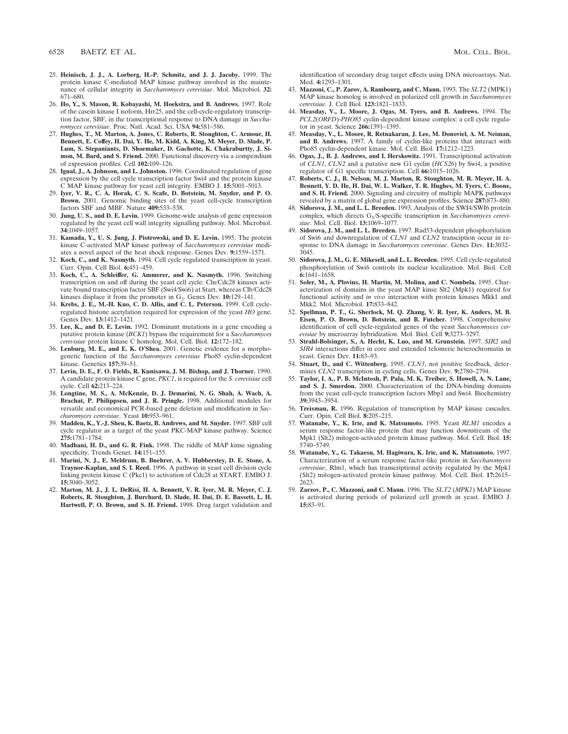25. **Heinisch, J. J., A. Lorberg, H.-P. Schmitz, and J. J. Jacoby.** 1999. The protein kinase C-mediated MAP kinase pathway involved in the maintenance of cellular integrity in *Saccharomyces cerevisiae*. Mol. Microbiol. **32:** 671–680.
26. **Ho, Y., S. Mason, R. Kobayashi, M. Hoekstra, and B. Andrews.** 1997. Role of the casein kinase I isoform, Hrr25, and the cell-cycle-regulatory transcription factor, SBF, in the transcriptional response to DNA damage in *Saccharomyces cerevisiae*. Proc. Natl. Acad. Sci. USA **94:**581–586.
27. **Hughes, T., M. Marton, A. Jones, C. Roberts, R. Stoughton, C. Armour, H. Bennett, E. Coffey, H. Dai, Y. He, M. Kidd, A. King, M. Meyer, D. Slade, P. Lum, S. Stepaniants, D. Shoemaker, D. Gachotte, K. Chakraburtty, J. Simon, M. Bard, and S. Friend.** 2000. Functional discovery via a compendium of expression profiles. Cell **102:**109–126.
28. **Igual, J., A. Johnson, and L. Johnston.** 1996. Coordinated regulation of gene expression by the cell cycle transcription factor Swi4 and the protein kinase C MAP kinase pathway for yeast cell integrity. EMBO J. **15:**5001–5013.
29. **Iyer, V. R., C. A. Horak, C. S. Scafe, D. Botstein, M. Snyder, and P. O. Brown.** 2001. Genomic binding sites of the yeast cell-cycle transcription factors SBF and MBF. Nature **409:**533–538.
30. **Jung, U. S., and D. E. Levin.** 1999. Genome-wide analysis of gene expression regulated by the yeast cell wall integrity signalling pathway. Mol. Microbiol. **34:**1049–1057.
31. **Kamada, Y., U. S. Jung, J. Piotrowski, and D. E. Levin.** 1995. The protein kinase C-activated MAP kinase pathway of *Saccharomyces cerevisiae* mediates a novel aspect of the heat shock response. Genes Dev. **9:**1559–1571.
32. **Koch, C., and K. Nasmyth.** 1994. Cell cycle regulated transcription in yeast. Curr. Opin. Cell Biol. **6:**451–459.
33. **Koch, C., A. Schleiffer, G. Ammerer, and K. Nasmyth.** 1996. Switching transcription on and off during the yeast cell cycle: Cln/Cdc28 kinases activate bound transcription factor SBF (Swi4/Swi6) at Start, whereas Clb/Cdc28 kinases displace it from the promoter in $G_2$. Genes Dev. **10:**129–141.
34. **Krebs, J. E., M.-H. Kuo, C. D. Allis, and C. L. Peterson.** 1999. Cell cycle-regulated histone acetylation required for expression of the yeast *HO* gene. Genes Dev. **13:**1412–1421.
35. **Lee, K., and D. E. Levin.** 1992. Dominant mutations in a gene encoding a putative protein kinase (*BCK1*) bypass the requirement for a *Saccharomyces cerevisiae* protein kinase C homolog. Mol. Cell. Biol. **12:**172–182.
36. **Lenburg, M. E., and E. K. O'Shea.** 2001. Genetic evidence for a morphogenetic function of the *Saccharomyces cerevisiae* Pho85 cyclin-dependent kinase. Genetics **157:**39–51.
37. **Levin, D. E., F. O. Fields, R. Kunisawa, J. M. Bishop, and J. Thorner.** 1990. A candidate protein kinase C gene, *PKC1*, is required for the *S. cerevisiae* cell cycle. Cell **62:**213–224.
38. **Longtine, M. S., A. McKenzie, D. J. Demarini, N. G. Shah, A. Wach, A. Brachat, P. Philippsen, and J. R. Pringle.** 1998. Additional modules for versatile and economical PCR-based gene deletion and modification in *Saccharomyces cerevisiae*. Yeast **10:**953–961.
39. **Madden, K., Y.-J. Sheu, K. Baetz, B. Andrews, and M. Snyder.** 1997. SBF cell cycle regulator as a target of the yeast PKC-MAP kinase pathway. Science **275:**1781–1784.
40. **Madhani, H. D., and G. R. Fink.** 1998. The riddle of MAP kinse signaling specificity. Trends Genet. **14:**151–155.
41. **Marini, N. J., E. Meldrum, B. Buehrer, A. V. Hubberstey, D. E. Stone, A. Traynor-Kaplan, and S. I. Reed.** 1996. A pathway in yeast cell division cycle linking protein kinase C (Pkc1) to activation of Cdc28 at START. EMBO J. **15:**3040–3052.
42. **Marton, M. J., J. L. DeRisi, H. A. Bennett, V. R. Iyer, M. R. Meyer, C. J. Roberts, R. Stoughton, J. Burchard, D. Slade, H. Dai, D. E. Bassett, L. H. Hartwell, P. O. Brown, and S. H. Friend.** 1998. Drug target validation and identification of secondary drug target effects using DNA microarrays. Nat. Med. **4:**1293–1301.
43. **Mazzoni, C., P. Zarov, A. Rambourg, and C. Mann.** 1993. The *SLT2* (MPK1) MAP kinase homolog is involved in polarized cell growth in *Saccharomyces cerevisiae.* J. Cell Biol. **123:**1821–1833.
44. **Measday, V., L. Moore, J. Ogas, M. Tyers, and B. Andrews.** 1994. The *PCL2*(*ORFD*)-*PHO85* cyclin-dependent kinase complex: a cell cycle regulator in yeast. Science **266:**1391–1395.
45. **Measday, V., L. Moore, R. Retnakaran, J. Lee, M. Donoviel, A. M. Neiman, and B. Andrews.** 1997. A family of cyclin-like proteins that interact with Pho85 cyclin-dependent kinase. Mol. Cell. Biol. **17:**1212–1223.
46. **Ogas, J., B. J. Andrews, and I. Herskowitz.** 1991. Transcriptional activation of *CLN1*, *CLN2* and a putative new G1 cyclin (*HCS26*) by Swi4, a positive regulator of G1 specific transcription. Cell **66:**1015–1026.
47. **Roberts, C. J., B. Nelson, M. J. Marton, R. Stoughton, M. R. Meyer, H. A. Bennett, Y. D. He, H. Dai, W. L. Walker, T. R. Hughes, M. Tyers, C. Boone, and S. H. Friend.** 2000. Signaling and circuitry of multiple MAPK pathways revealed by a matrix of global gene expression profiles. Science **287:**873–880.
48. **Sidorova, J. M., and L. Breeden.** 1993. Analysis of the SWI4/SWI6 protein complex, which directs $G_1$/S-specific transcription in *Saccharomyces cerevisiae*. Mol. Cell. Biol. **13:**1069–1077.
49. **Sidorova, J. M., and L. L. Breeden.** 1997. Rad53-dependent phosphorylation of Swi6 and downregulation of *CLN1* and *CLN2* transcription occur in response to DNA damage in *Saccharomyces cerevisiae*. Genes Dev. **11:**3032–3045.
50. **Sidorova, J. M., G. E. Mikesell, and L. L. Breeden.** 1995. Cell cycle-regulated phosphorylation of Swi6 controls its nuclear localization. Mol. Biol. Cell **6:**1641–1658.
51. **Soler, M., A. Plovins, H. Martin, M. Molina, and C. Nombela.** 1995. Characterization of domains in the yeast MAP kinse Slt2 (Mpk1) required for functional activity and *in vivo* interaction with protein kinases Mkk1 and Mkk2. Mol. Microbiol. **17:**833–842.
52. **Spellman, P. T., G. Sherlock, M. Q. Zhang, V. R. Iyer, K. Anders, M. B. Eisen, P. O. Brown, D. Botstein, and B. Futcher.** 1998. Comprehensive identification of cell cycle-regulated genes of the yeast *Saccharomyces cerevisiae* by microarray hybridization. Mol. Biol. Cell **9:**3273–3297.
53. **Strahl-Bolsinger, S., A. Hecht, K. Luo, and M. Grunstein.** 1997. *SIR2* and *SIR4* interactions differ in core and extended telomeric heterochromatin in yeast. Genes Dev. **11:**83–93.
54. **Stuart, D., and C. Wittenberg.** 1995. *CLN3*, not positive feedback, determines *CLN2* transcription in cycling cells. Genes Dev. **9:**2780–2794.
55. **Taylor, I. A., P. B. McIntosh, P. Pala, M. K. Treiber, S. Howell, A. N. Lane, and S. J. Smerdon.** 2000. Characterization of the DNA-binding domains from the yeast cell-cycle transcription factors Mbp1 and Swi4. Biochemistry **39:**3943–3954.
56. **Treisman, R.** 1996. Regulation of transcription by MAP kinase cascades. Curr. Opin. Cell Biol. **8:**205–215.
57. **Watanabe, Y., K. Irie, and K. Matsumoto.** 1995. Yeast *RLM1* encodes a serum response factor-like protein that may function downstream of the Mpk1 (Slt2) mitogen-activated protein kinase pathway. Mol. Cell. Biol. **15:** 5740–5749.
58. **Watanabe, Y., G. Takaesu, M. Hagiwara, K. Irie, and K. Matsumoto.** 1997. Characterization of a serum response factor-like protein in *Saccharomyces cerevisiae*, Rlm1, which has transcriptional activity regulated by the Mpk1 (Slt2) mitogen-activated protein kinase pathway. Mol. Cell. Biol. **17:**2615–2623.
59. **Zarzov, P., C. Mazzoni, and C. Mann.** 1996. The *SLT2* (*MPK1*) MAP kinase is activated during periods of polarized cell growth in yeast. EMBO J. **15:**83–91.